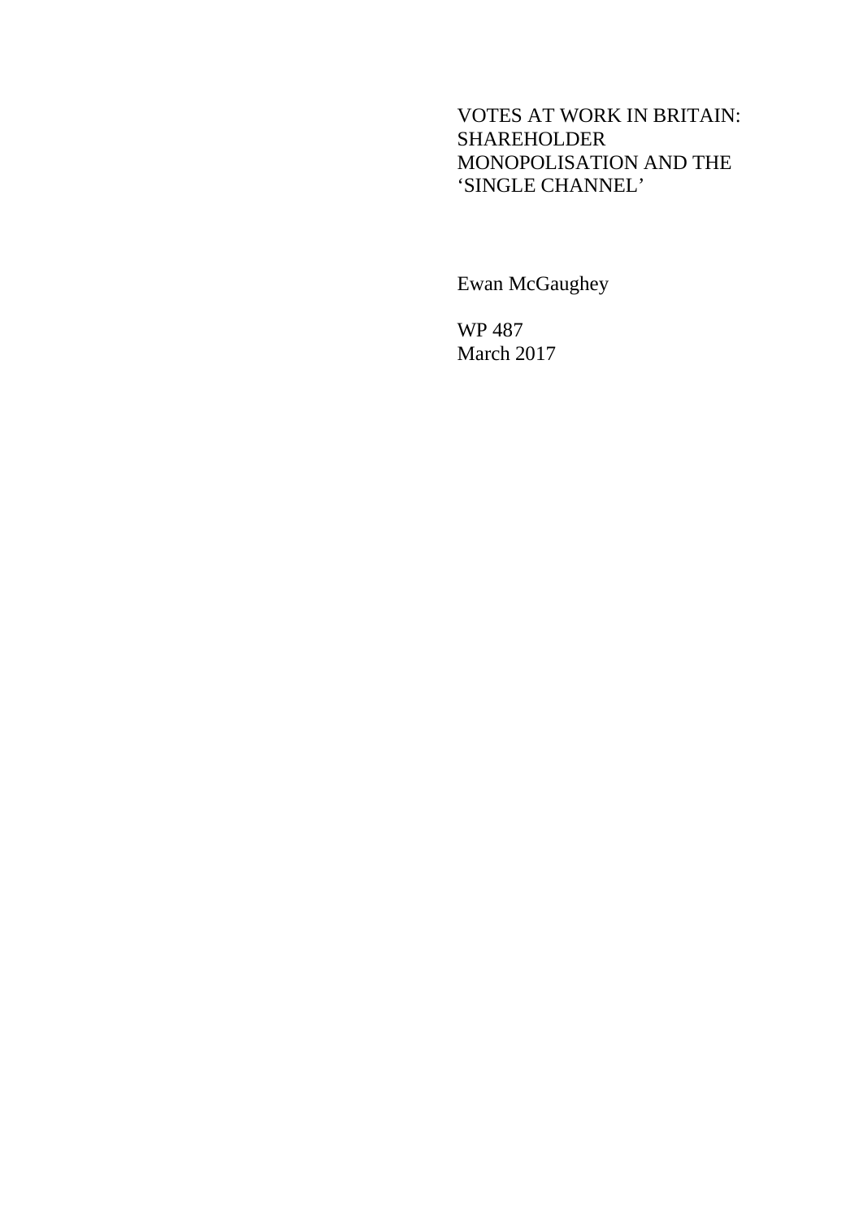# VOTES AT WORK IN BRITAIN: SHAREHOLDER MONOPOLISATION AND THE 'SINGLE CHANNEL'

Ewan McGaughey

WP 487
March 2017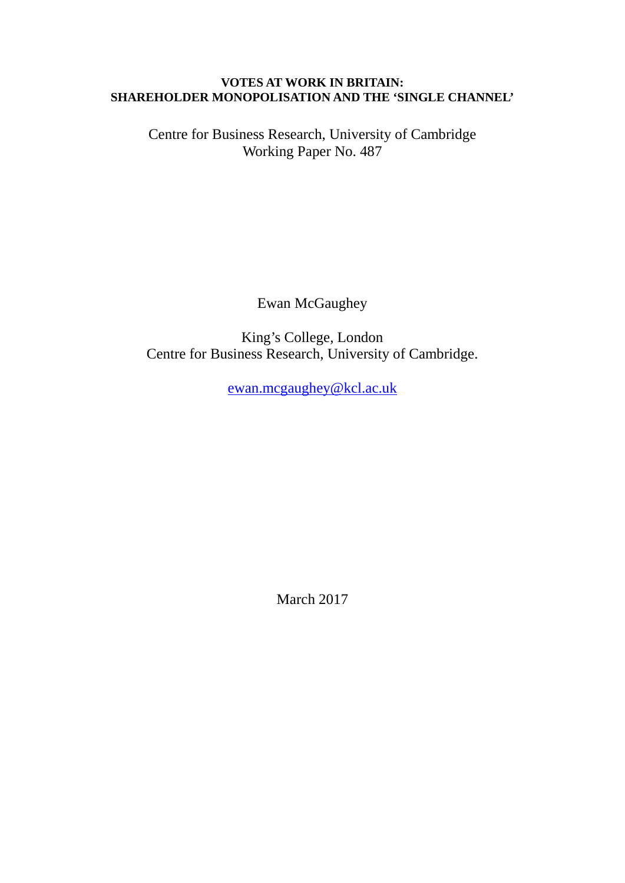**VOTES AT WORK IN BRITAIN:**
**SHAREHOLDER MONOPOLISATION AND THE 'SINGLE CHANNEL'**

Centre for Business Research, University of Cambridge
Working Paper No. 487

Ewan McGaughey

King's College, London
Centre for Business Research, University of Cambridge.

ewan.mcgaughey@kcl.ac.uk

March 2017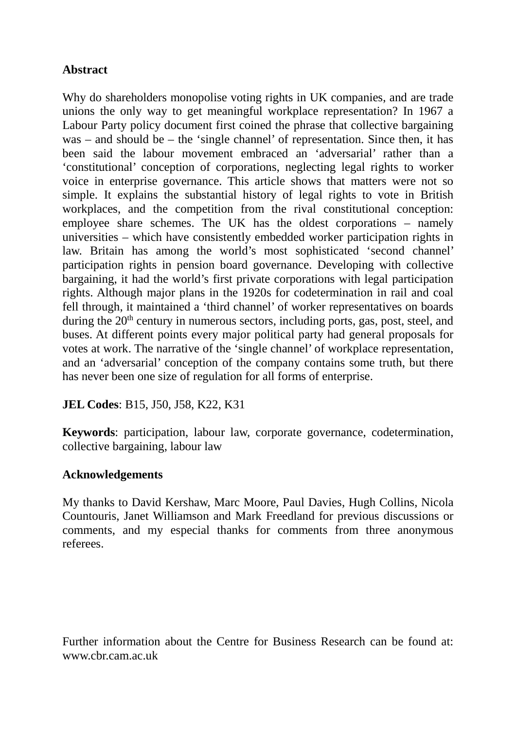**Abstract**

Why do shareholders monopolise voting rights in UK companies, and are trade unions the only way to get meaningful workplace representation? In 1967 a Labour Party policy document first coined the phrase that collective bargaining was – and should be – the 'single channel' of representation. Since then, it has been said the labour movement embraced an 'adversarial' rather than a 'constitutional' conception of corporations, neglecting legal rights to worker voice in enterprise governance. This article shows that matters were not so simple. It explains the substantial history of legal rights to vote in British workplaces, and the competition from the rival constitutional conception: employee share schemes. The UK has the oldest corporations – namely universities – which have consistently embedded worker participation rights in law. Britain has among the world's most sophisticated 'second channel' participation rights in pension board governance. Developing with collective bargaining, it had the world's first private corporations with legal participation rights. Although major plans in the 1920s for codetermination in rail and coal fell through, it maintained a 'third channel' of worker representatives on boards during the 20th century in numerous sectors, including ports, gas, post, steel, and buses. At different points every major political party had general proposals for votes at work. The narrative of the 'single channel' of workplace representation, and an 'adversarial' conception of the company contains some truth, but there has never been one size of regulation for all forms of enterprise.

**JEL Codes**: B15, J50, J58, K22, K31

**Keywords**: participation, labour law, corporate governance, codetermination, collective bargaining, labour law

**Acknowledgements**

My thanks to David Kershaw, Marc Moore, Paul Davies, Hugh Collins, Nicola Countouris, Janet Williamson and Mark Freedland for previous discussions or comments, and my especial thanks for comments from three anonymous referees.

Further information about the Centre for Business Research can be found at: www.cbr.cam.ac.uk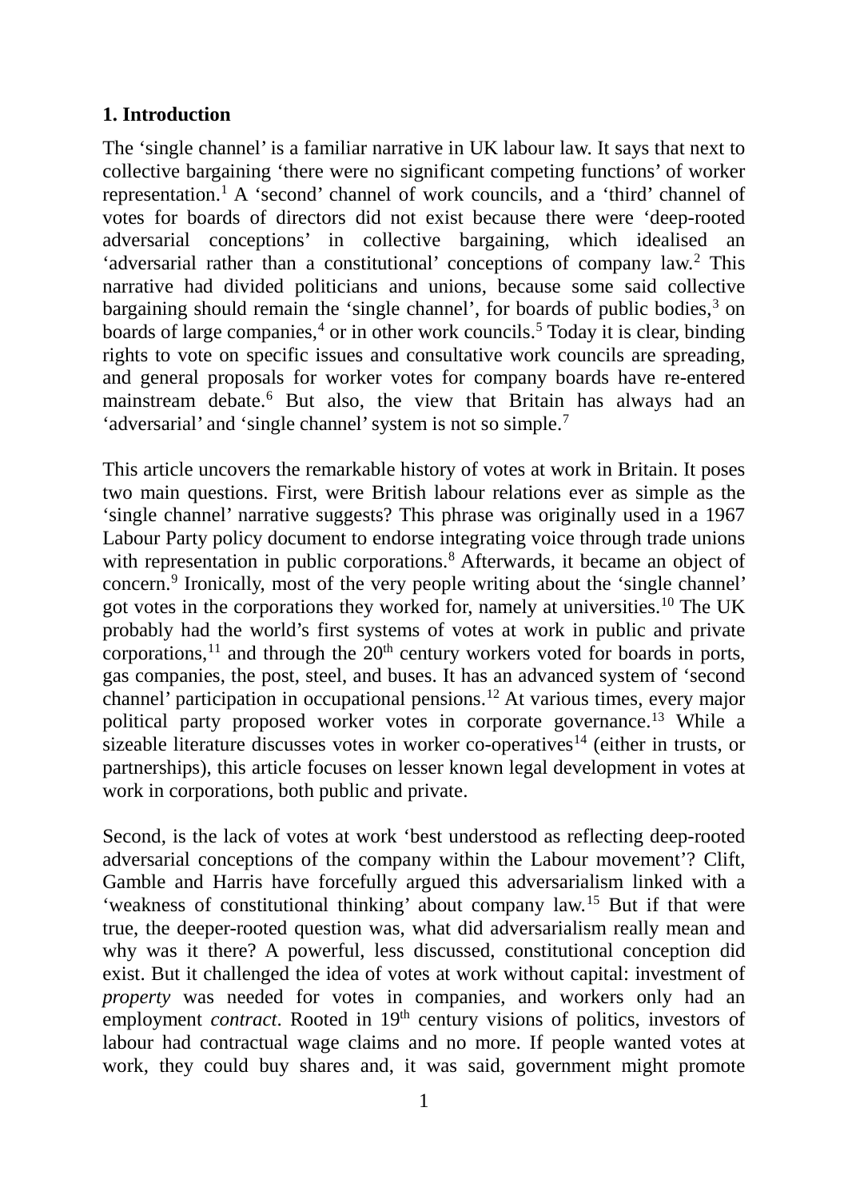## 1. Introduction

The 'single channel' is a familiar narrative in UK labour law. It says that next to collective bargaining 'there were no significant competing functions' of worker representation.[1] A 'second' channel of work councils, and a 'third' channel of votes for boards of directors did not exist because there were 'deep-rooted adversarial conceptions' in collective bargaining, which idealised an 'adversarial rather than a constitutional' conceptions of company law.[2] This narrative had divided politicians and unions, because some said collective bargaining should remain the 'single channel', for boards of public bodies,[3] on boards of large companies,[4] or in other work councils.[5] Today it is clear, binding rights to vote on specific issues and consultative work councils are spreading, and general proposals for worker votes for company boards have re-entered mainstream debate.[6] But also, the view that Britain has always had an 'adversarial' and 'single channel' system is not so simple.[7]

This article uncovers the remarkable history of votes at work in Britain. It poses two main questions. First, were British labour relations ever as simple as the 'single channel' narrative suggests? This phrase was originally used in a 1967 Labour Party policy document to endorse integrating voice through trade unions with representation in public corporations.[8] Afterwards, it became an object of concern.[9] Ironically, most of the very people writing about the 'single channel' got votes in the corporations they worked for, namely at universities.[10] The UK probably had the world's first systems of votes at work in public and private corporations,[11] and through the 20th century workers voted for boards in ports, gas companies, the post, steel, and buses. It has an advanced system of 'second channel' participation in occupational pensions.[12] At various times, every major political party proposed worker votes in corporate governance.[13] While a sizeable literature discusses votes in worker co-operatives[14] (either in trusts, or partnerships), this article focuses on lesser known legal development in votes at work in corporations, both public and private.

Second, is the lack of votes at work 'best understood as reflecting deep-rooted adversarial conceptions of the company within the Labour movement'? Clift, Gamble and Harris have forcefully argued this adversarialism linked with a 'weakness of constitutional thinking' about company law.[15] But if that were true, the deeper-rooted question was, what did adversarialism really mean and why was it there? A powerful, less discussed, constitutional conception did exist. But it challenged the idea of votes at work without capital: investment of *property* was needed for votes in companies, and workers only had an employment *contract*. Rooted in 19th century visions of politics, investors of labour had contractual wage claims and no more. If people wanted votes at work, they could buy shares and, it was said, government might promote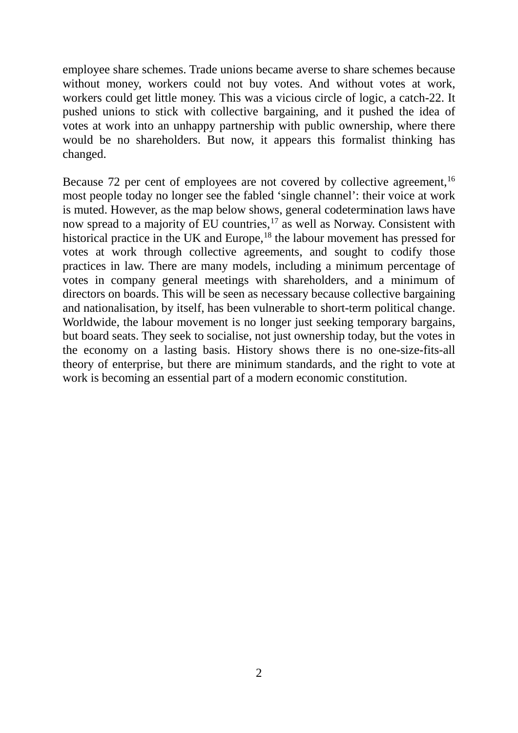employee share schemes. Trade unions became averse to share schemes because without money, workers could not buy votes. And without votes at work, workers could get little money. This was a vicious circle of logic, a catch-22. It pushed unions to stick with collective bargaining, and it pushed the idea of votes at work into an unhappy partnership with public ownership, where there would be no shareholders. But now, it appears this formalist thinking has changed.

Because 72 per cent of employees are not covered by collective agreement,[16] most people today no longer see the fabled ‘single channel’: their voice at work is muted. However, as the map below shows, general codetermination laws have now spread to a majority of EU countries,[17] as well as Norway. Consistent with historical practice in the UK and Europe,[18] the labour movement has pressed for votes at work through collective agreements, and sought to codify those practices in law. There are many models, including a minimum percentage of votes in company general meetings with shareholders, and a minimum of directors on boards. This will be seen as necessary because collective bargaining and nationalisation, by itself, has been vulnerable to short-term political change. Worldwide, the labour movement is no longer just seeking temporary bargains, but board seats. They seek to socialise, not just ownership today, but the votes in the economy on a lasting basis. History shows there is no one-size-fits-all theory of enterprise, but there are minimum standards, and the right to vote at work is becoming an essential part of a modern economic constitution.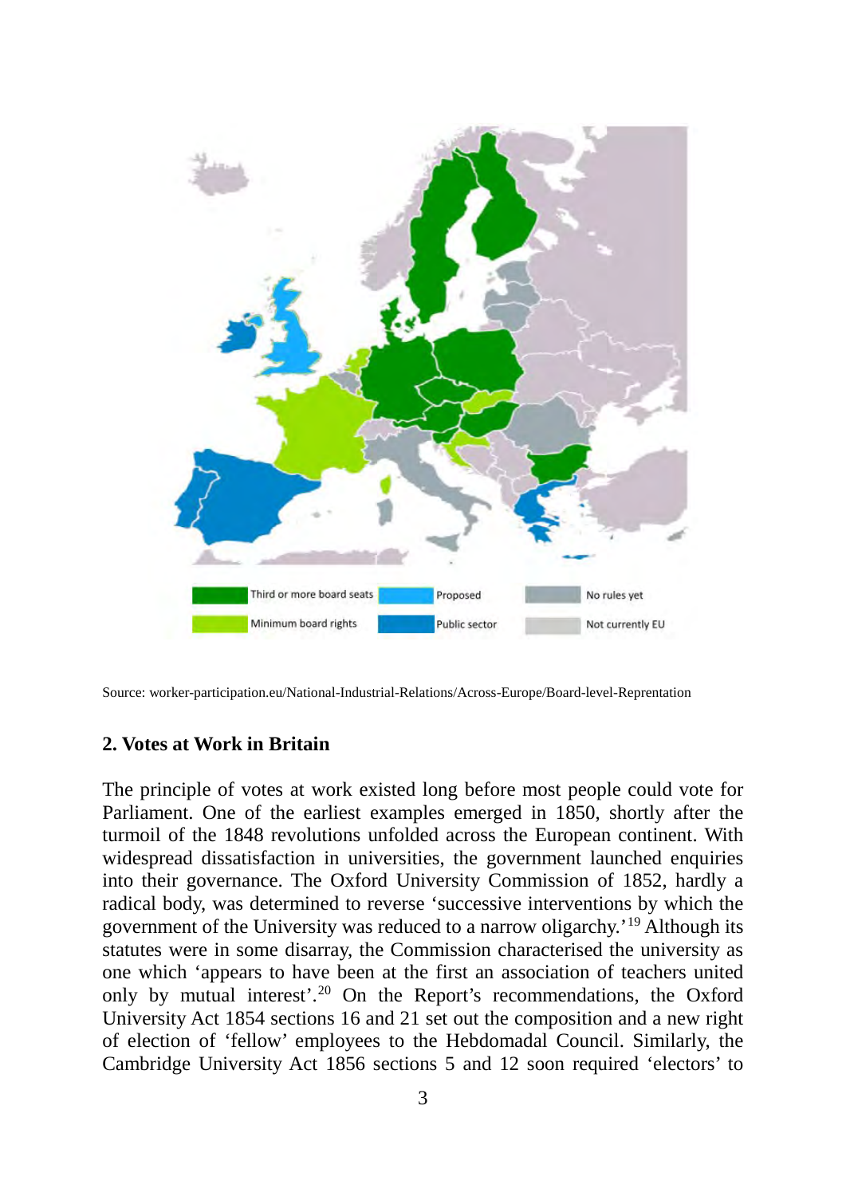Source: worker-participation.eu/National-Industrial-Relations/Across-Europe/Board-level-Reprentation

## 2. Votes at Work in Britain

The principle of votes at work existed long before most people could vote for Parliament. One of the earliest examples emerged in 1850, shortly after the turmoil of the 1848 revolutions unfolded across the European continent. With widespread dissatisfaction in universities, the government launched enquiries into their governance. The Oxford University Commission of 1852, hardly a radical body, was determined to reverse 'successive interventions by which the government of the University was reduced to a narrow oligarchy.'[19] Although its statutes were in some disarray, the Commission characterised the university as one which 'appears to have been at the first an association of teachers united only by mutual interest'.[20] On the Report's recommendations, the Oxford University Act 1854 sections 16 and 21 set out the composition and a new right of election of 'fellow' employees to the Hebdomadal Council. Similarly, the Cambridge University Act 1856 sections 5 and 12 soon required 'electors' to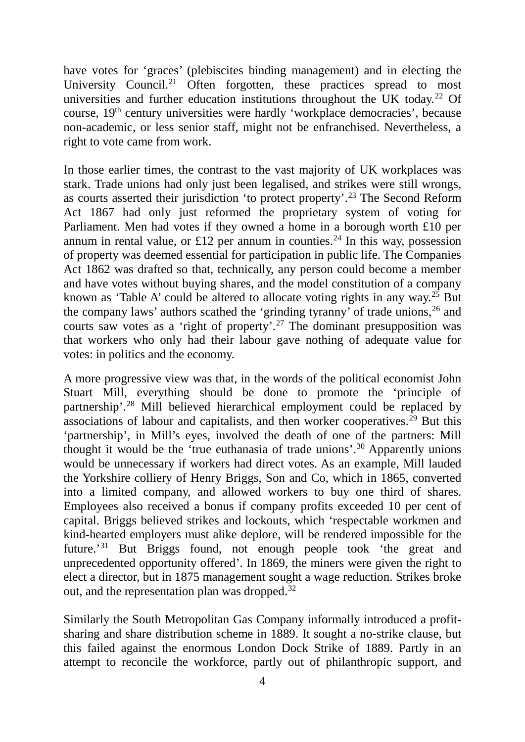have votes for 'graces' (plebiscites binding management) and in electing the University Council.[21] Often forgotten, these practices spread to most universities and further education institutions throughout the UK today.[22] Of course, 19th century universities were hardly 'workplace democracies', because non-academic, or less senior staff, might not be enfranchised. Nevertheless, a right to vote came from work.

In those earlier times, the contrast to the vast majority of UK workplaces was stark. Trade unions had only just been legalised, and strikes were still wrongs, as courts asserted their jurisdiction 'to protect property'.[23] The Second Reform Act 1867 had only just reformed the proprietary system of voting for Parliament. Men had votes if they owned a home in a borough worth £10 per annum in rental value, or £12 per annum in counties.[24] In this way, possession of property was deemed essential for participation in public life. The Companies Act 1862 was drafted so that, technically, any person could become a member and have votes without buying shares, and the model constitution of a company known as 'Table A' could be altered to allocate voting rights in any way.[25] But the company laws' authors scathed the 'grinding tyranny' of trade unions,[26] and courts saw votes as a 'right of property'.[27] The dominant presupposition was that workers who only had their labour gave nothing of adequate value for votes: in politics and the economy.

A more progressive view was that, in the words of the political economist John Stuart Mill, everything should be done to promote the 'principle of partnership'.[28] Mill believed hierarchical employment could be replaced by associations of labour and capitalists, and then worker cooperatives.[29] But this 'partnership', in Mill's eyes, involved the death of one of the partners: Mill thought it would be the 'true euthanasia of trade unions'.[30] Apparently unions would be unnecessary if workers had direct votes. As an example, Mill lauded the Yorkshire colliery of Henry Briggs, Son and Co, which in 1865, converted into a limited company, and allowed workers to buy one third of shares. Employees also received a bonus if company profits exceeded 10 per cent of capital. Briggs believed strikes and lockouts, which 'respectable workmen and kind-hearted employers must alike deplore, will be rendered impossible for the future.'[31] But Briggs found, not enough people took 'the great and unprecedented opportunity offered'. In 1869, the miners were given the right to elect a director, but in 1875 management sought a wage reduction. Strikes broke out, and the representation plan was dropped.[32]

Similarly the South Metropolitan Gas Company informally introduced a profit-sharing and share distribution scheme in 1889. It sought a no-strike clause, but this failed against the enormous London Dock Strike of 1889. Partly in an attempt to reconcile the workforce, partly out of philanthropic support, and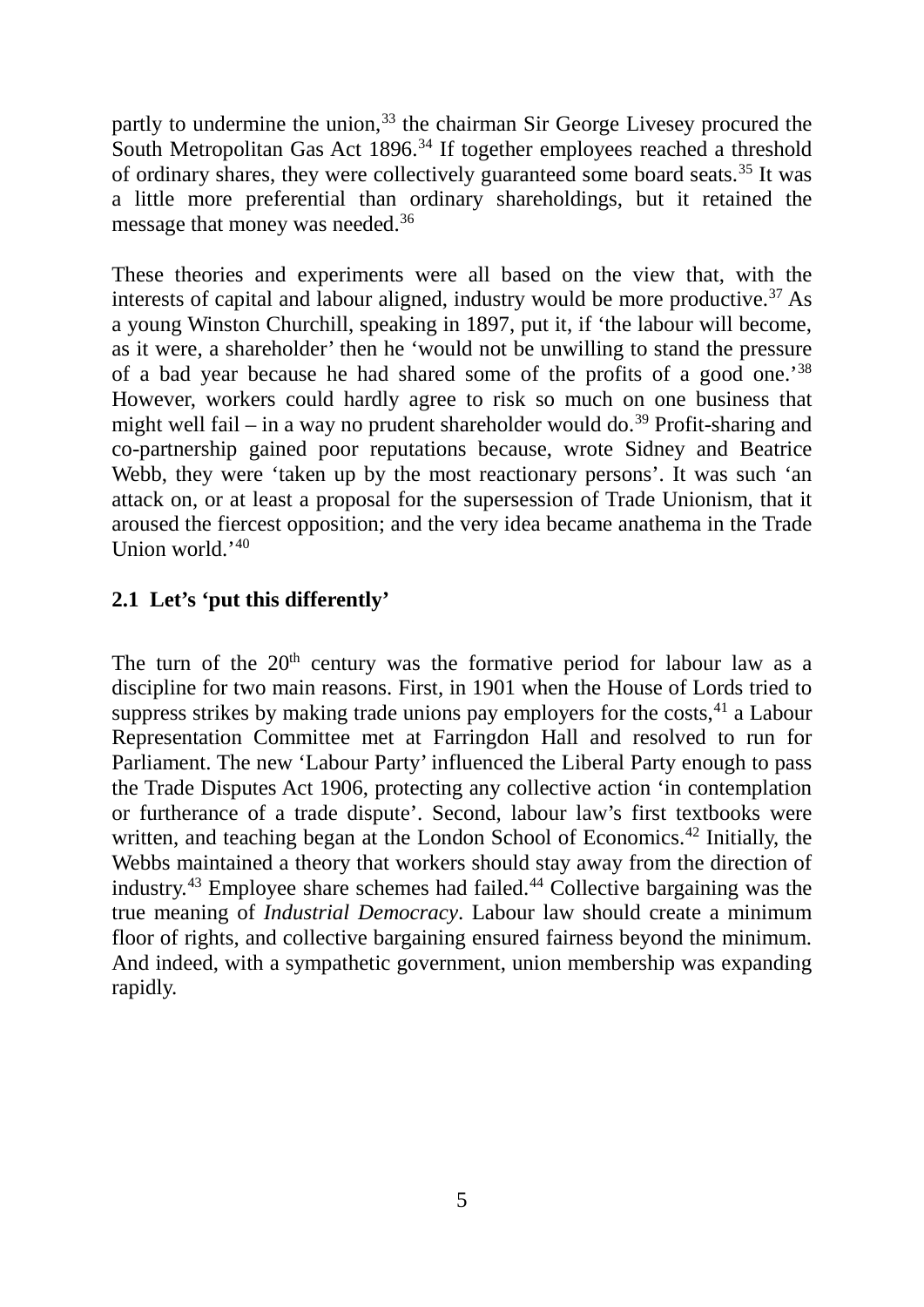partly to undermine the union,[33] the chairman Sir George Livesey procured the South Metropolitan Gas Act 1896.[34] If together employees reached a threshold of ordinary shares, they were collectively guaranteed some board seats.[35] It was a little more preferential than ordinary shareholdings, but it retained the message that money was needed.[36]

These theories and experiments were all based on the view that, with the interests of capital and labour aligned, industry would be more productive.[37] As a young Winston Churchill, speaking in 1897, put it, if 'the labour will become, as it were, a shareholder' then he 'would not be unwilling to stand the pressure of a bad year because he had shared some of the profits of a good one.'[38] However, workers could hardly agree to risk so much on one business that might well fail – in a way no prudent shareholder would do.[39] Profit-sharing and co-partnership gained poor reputations because, wrote Sidney and Beatrice Webb, they were 'taken up by the most reactionary persons'. It was such 'an attack on, or at least a proposal for the supersession of Trade Unionism, that it aroused the fiercest opposition; and the very idea became anathema in the Trade Union world.'[40]

### 2.1 Let's 'put this differently'

The turn of the 20th century was the formative period for labour law as a discipline for two main reasons. First, in 1901 when the House of Lords tried to suppress strikes by making trade unions pay employers for the costs,[41] a Labour Representation Committee met at Farringdon Hall and resolved to run for Parliament. The new 'Labour Party' influenced the Liberal Party enough to pass the Trade Disputes Act 1906, protecting any collective action 'in contemplation or furtherance of a trade dispute'. Second, labour law's first textbooks were written, and teaching began at the London School of Economics.[42] Initially, the Webbs maintained a theory that workers should stay away from the direction of industry.[43] Employee share schemes had failed.[44] Collective bargaining was the true meaning of *Industrial Democracy*. Labour law should create a minimum floor of rights, and collective bargaining ensured fairness beyond the minimum. And indeed, with a sympathetic government, union membership was expanding rapidly.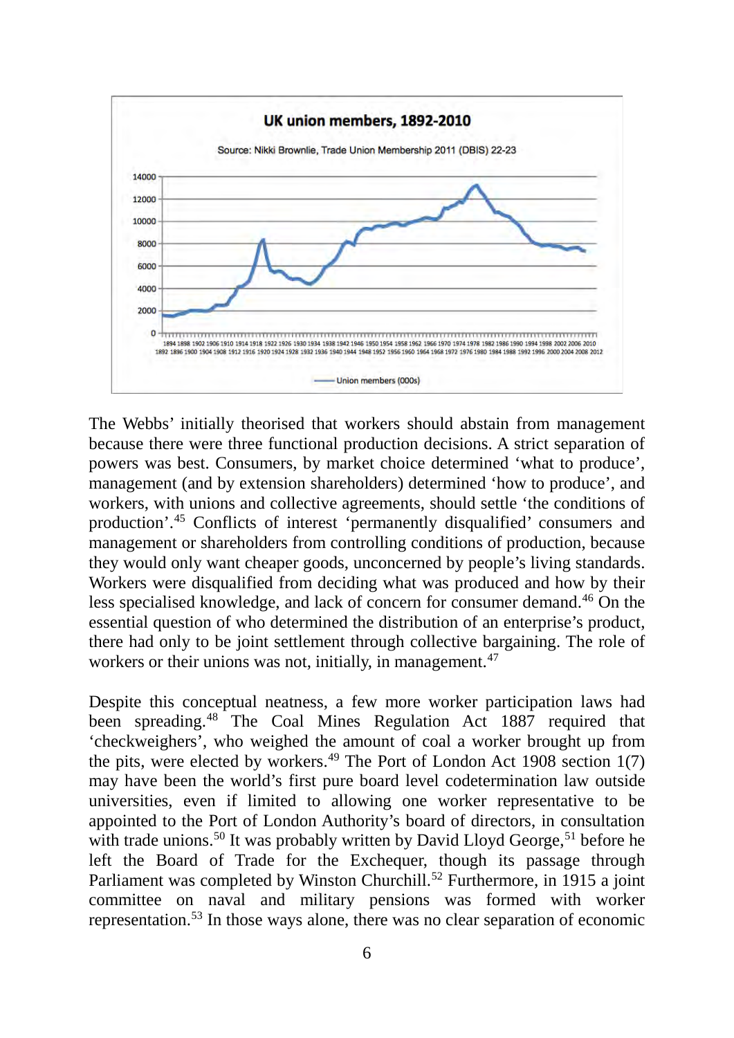**UK union members, 1892-2010**

Source: Nikki Brownlie, Trade Union Membership 2011 (DBIS) 22-23

Union members (000s)

The Webbs' initially theorised that workers should abstain from management because there were three functional production decisions. A strict separation of powers was best. Consumers, by market choice determined 'what to produce', management (and by extension shareholders) determined 'how to produce', and workers, with unions and collective agreements, should settle 'the conditions of production'.[45] Conflicts of interest 'permanently disqualified' consumers and management or shareholders from controlling conditions of production, because they would only want cheaper goods, unconcerned by people's living standards. Workers were disqualified from deciding what was produced and how by their less specialised knowledge, and lack of concern for consumer demand.[46] On the essential question of who determined the distribution of an enterprise's product, there had only to be joint settlement through collective bargaining. The role of workers or their unions was not, initially, in management.[47]

Despite this conceptual neatness, a few more worker participation laws had been spreading.[48] The Coal Mines Regulation Act 1887 required that 'checkweighers', who weighed the amount of coal a worker brought up from the pits, were elected by workers.[49] The Port of London Act 1908 section 1(7) may have been the world's first pure board level codetermination law outside universities, even if limited to allowing one worker representative to be appointed to the Port of London Authority's board of directors, in consultation with trade unions.[50] It was probably written by David Lloyd George,[51] before he left the Board of Trade for the Exchequer, though its passage through Parliament was completed by Winston Churchill.[52] Furthermore, in 1915 a joint committee on naval and military pensions was formed with worker representation.[53] In those ways alone, there was no clear separation of economic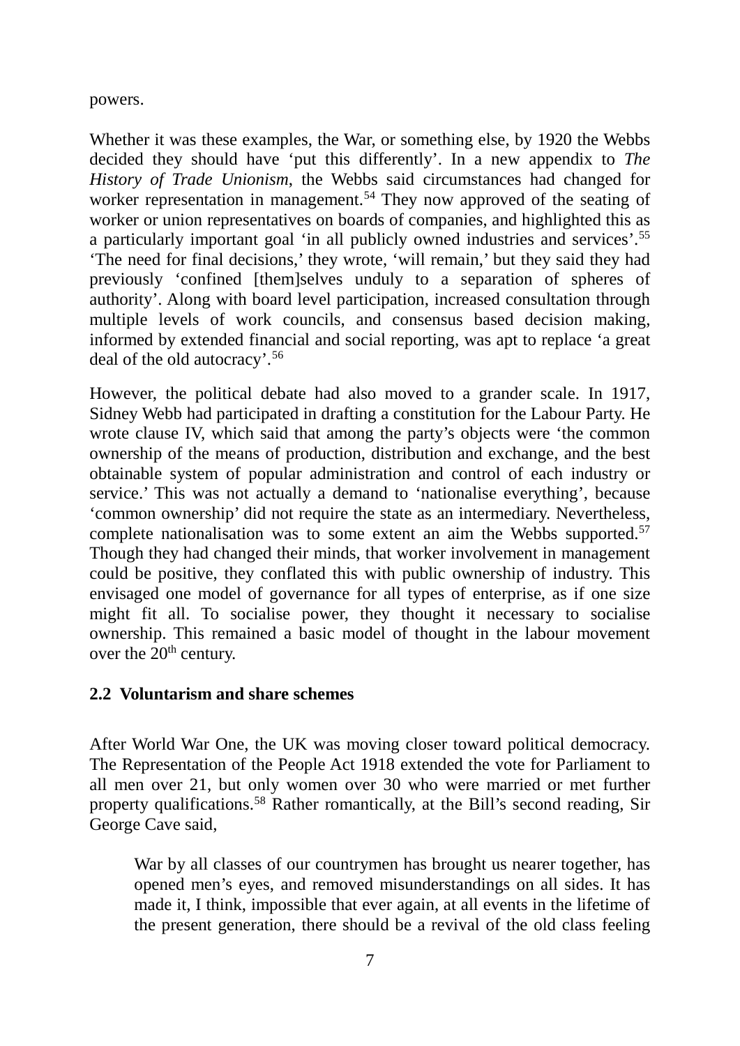powers.

Whether it was these examples, the War, or something else, by 1920 the Webbs decided they should have 'put this differently'. In a new appendix to *The History of Trade Unionism*, the Webbs said circumstances had changed for worker representation in management.[54] They now approved of the seating of worker or union representatives on boards of companies, and highlighted this as a particularly important goal 'in all publicly owned industries and services'.[55] 'The need for final decisions,' they wrote, 'will remain,' but they said they had previously 'confined [them]selves unduly to a separation of spheres of authority'. Along with board level participation, increased consultation through multiple levels of work councils, and consensus based decision making, informed by extended financial and social reporting, was apt to replace 'a great deal of the old autocracy'.[56]

However, the political debate had also moved to a grander scale. In 1917, Sidney Webb had participated in drafting a constitution for the Labour Party. He wrote clause IV, which said that among the party's objects were 'the common ownership of the means of production, distribution and exchange, and the best obtainable system of popular administration and control of each industry or service.' This was not actually a demand to 'nationalise everything', because 'common ownership' did not require the state as an intermediary. Nevertheless, complete nationalisation was to some extent an aim the Webbs supported.[57] Though they had changed their minds, that worker involvement in management could be positive, they conflated this with public ownership of industry. This envisaged one model of governance for all types of enterprise, as if one size might fit all. To socialise power, they thought it necessary to socialise ownership. This remained a basic model of thought in the labour movement over the 20th century.

### 2.2 Voluntarism and share schemes

After World War One, the UK was moving closer toward political democracy. The Representation of the People Act 1918 extended the vote for Parliament to all men over 21, but only women over 30 who were married or met further property qualifications.[58] Rather romantically, at the Bill's second reading, Sir George Cave said,

> War by all classes of our countrymen has brought us nearer together, has opened men's eyes, and removed misunderstandings on all sides. It has made it, I think, impossible that ever again, at all events in the lifetime of the present generation, there should be a revival of the old class feeling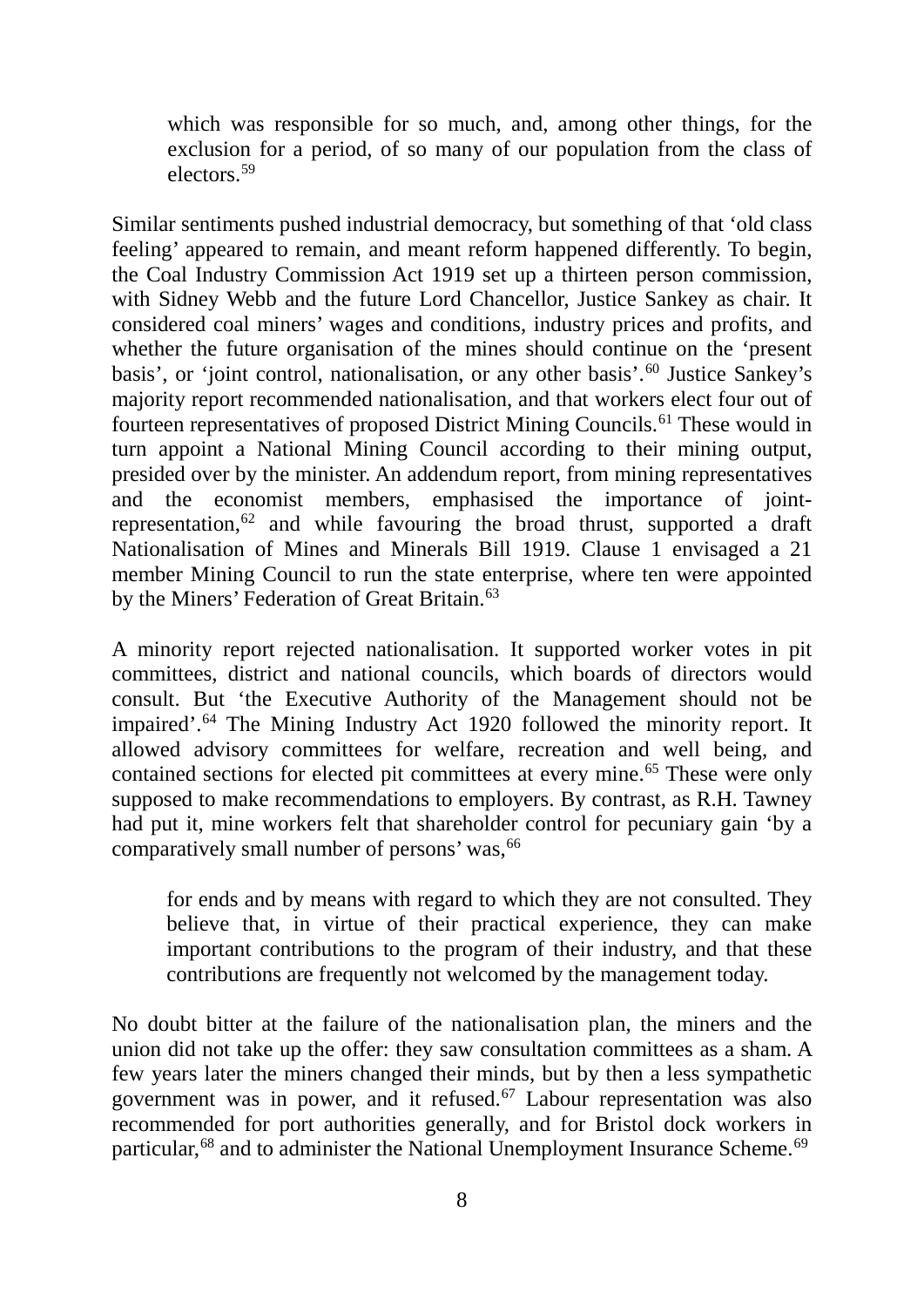> which was responsible for so much, and, among other things, for the exclusion for a period, of so many of our population from the class of electors.[59]

Similar sentiments pushed industrial democracy, but something of that 'old class feeling' appeared to remain, and meant reform happened differently. To begin, the Coal Industry Commission Act 1919 set up a thirteen person commission, with Sidney Webb and the future Lord Chancellor, Justice Sankey as chair. It considered coal miners' wages and conditions, industry prices and profits, and whether the future organisation of the mines should continue on the 'present basis', or 'joint control, nationalisation, or any other basis'.[60] Justice Sankey's majority report recommended nationalisation, and that workers elect four out of fourteen representatives of proposed District Mining Councils.[61] These would in turn appoint a National Mining Council according to their mining output, presided over by the minister. An addendum report, from mining representatives and the economist members, emphasised the importance of joint-representation,[62] and while favouring the broad thrust, supported a draft Nationalisation of Mines and Minerals Bill 1919. Clause 1 envisaged a 21 member Mining Council to run the state enterprise, where ten were appointed by the Miners' Federation of Great Britain.[63]

A minority report rejected nationalisation. It supported worker votes in pit committees, district and national councils, which boards of directors would consult. But 'the Executive Authority of the Management should not be impaired'.[64] The Mining Industry Act 1920 followed the minority report. It allowed advisory committees for welfare, recreation and well being, and contained sections for elected pit committees at every mine.[65] These were only supposed to make recommendations to employers. By contrast, as R.H. Tawney had put it, mine workers felt that shareholder control for pecuniary gain 'by a comparatively small number of persons' was,[66]

> for ends and by means with regard to which they are not consulted. They believe that, in virtue of their practical experience, they can make important contributions to the program of their industry, and that these contributions are frequently not welcomed by the management today.

No doubt bitter at the failure of the nationalisation plan, the miners and the union did not take up the offer: they saw consultation committees as a sham. A few years later the miners changed their minds, but by then a less sympathetic government was in power, and it refused.[67] Labour representation was also recommended for port authorities generally, and for Bristol dock workers in particular,[68] and to administer the National Unemployment Insurance Scheme.[69]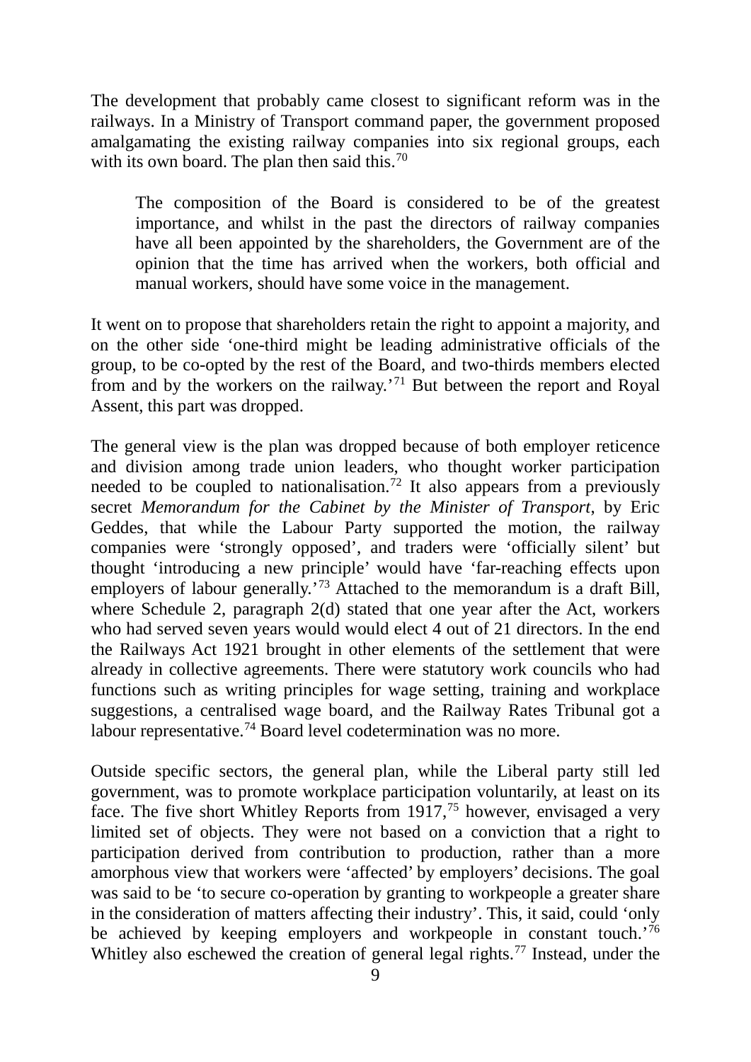The development that probably came closest to significant reform was in the railways. In a Ministry of Transport command paper, the government proposed amalgamating the existing railway companies into six regional groups, each with its own board. The plan then said this.[70]

> The composition of the Board is considered to be of the greatest importance, and whilst in the past the directors of railway companies have all been appointed by the shareholders, the Government are of the opinion that the time has arrived when the workers, both official and manual workers, should have some voice in the management.

It went on to propose that shareholders retain the right to appoint a majority, and on the other side 'one-third might be leading administrative officials of the group, to be co-opted by the rest of the Board, and two-thirds members elected from and by the workers on the railway.'[71] But between the report and Royal Assent, this part was dropped.

The general view is the plan was dropped because of both employer reticence and division among trade union leaders, who thought worker participation needed to be coupled to nationalisation.[72] It also appears from a previously secret *Memorandum for the Cabinet by the Minister of Transport*, by Eric Geddes, that while the Labour Party supported the motion, the railway companies were 'strongly opposed', and traders were 'officially silent' but thought 'introducing a new principle' would have 'far-reaching effects upon employers of labour generally.'[73] Attached to the memorandum is a draft Bill, where Schedule 2, paragraph 2(d) stated that one year after the Act, workers who had served seven years would would elect 4 out of 21 directors. In the end the Railways Act 1921 brought in other elements of the settlement that were already in collective agreements. There were statutory work councils who had functions such as writing principles for wage setting, training and workplace suggestions, a centralised wage board, and the Railway Rates Tribunal got a labour representative.[74] Board level codetermination was no more.

Outside specific sectors, the general plan, while the Liberal party still led government, was to promote workplace participation voluntarily, at least on its face. The five short Whitley Reports from 1917,[75] however, envisaged a very limited set of objects. They were not based on a conviction that a right to participation derived from contribution to production, rather than a more amorphous view that workers were 'affected' by employers' decisions. The goal was said to be 'to secure co-operation by granting to workpeople a greater share in the consideration of matters affecting their industry'. This, it said, could 'only be achieved by keeping employers and workpeople in constant touch.'[76] Whitley also eschewed the creation of general legal rights.[77] Instead, under the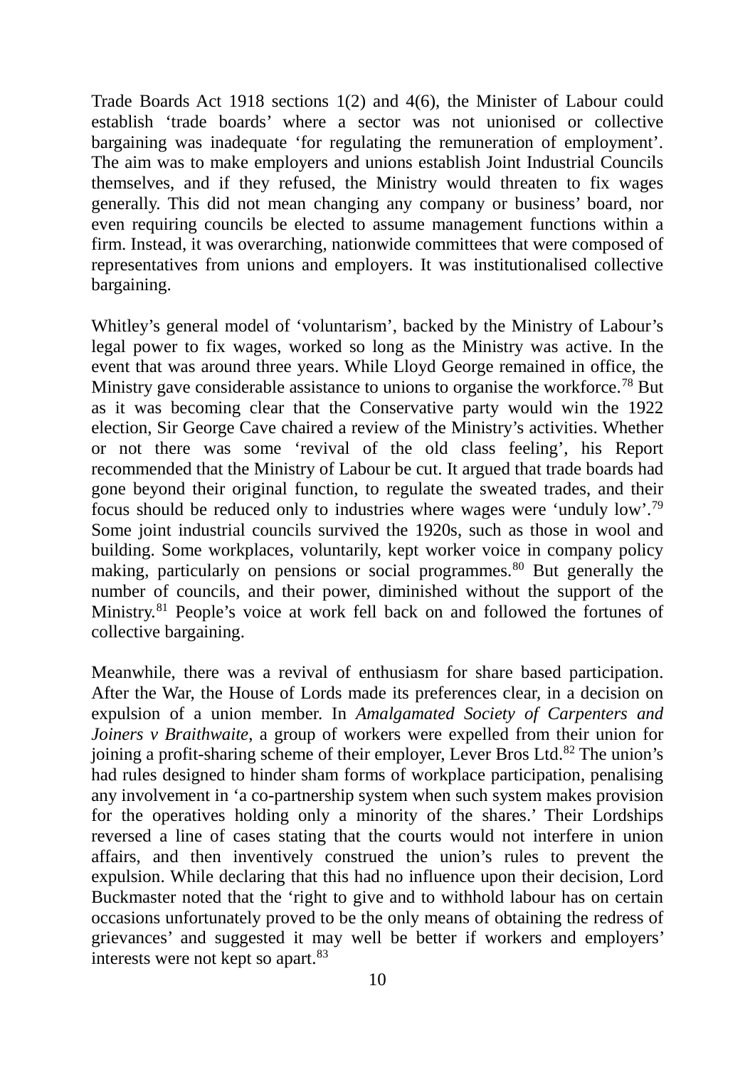Trade Boards Act 1918 sections 1(2) and 4(6), the Minister of Labour could establish 'trade boards' where a sector was not unionised or collective bargaining was inadequate 'for regulating the remuneration of employment'. The aim was to make employers and unions establish Joint Industrial Councils themselves, and if they refused, the Ministry would threaten to fix wages generally. This did not mean changing any company or business' board, nor even requiring councils be elected to assume management functions within a firm. Instead, it was overarching, nationwide committees that were composed of representatives from unions and employers. It was institutionalised collective bargaining.

Whitley's general model of 'voluntarism', backed by the Ministry of Labour's legal power to fix wages, worked so long as the Ministry was active. In the event that was around three years. While Lloyd George remained in office, the Ministry gave considerable assistance to unions to organise the workforce.[78] But as it was becoming clear that the Conservative party would win the 1922 election, Sir George Cave chaired a review of the Ministry's activities. Whether or not there was some 'revival of the old class feeling', his Report recommended that the Ministry of Labour be cut. It argued that trade boards had gone beyond their original function, to regulate the sweated trades, and their focus should be reduced only to industries where wages were 'unduly low'.[79] Some joint industrial councils survived the 1920s, such as those in wool and building. Some workplaces, voluntarily, kept worker voice in company policy making, particularly on pensions or social programmes.[80] But generally the number of councils, and their power, diminished without the support of the Ministry.[81] People's voice at work fell back on and followed the fortunes of collective bargaining.

Meanwhile, there was a revival of enthusiasm for share based participation. After the War, the House of Lords made its preferences clear, in a decision on expulsion of a union member. In *Amalgamated Society of Carpenters and Joiners v Braithwaite*, a group of workers were expelled from their union for joining a profit-sharing scheme of their employer, Lever Bros Ltd.[82] The union's had rules designed to hinder sham forms of workplace participation, penalising any involvement in 'a co-partnership system when such system makes provision for the operatives holding only a minority of the shares.' Their Lordships reversed a line of cases stating that the courts would not interfere in union affairs, and then inventively construed the union's rules to prevent the expulsion. While declaring that this had no influence upon their decision, Lord Buckmaster noted that the 'right to give and to withhold labour has on certain occasions unfortunately proved to be the only means of obtaining the redress of grievances' and suggested it may well be better if workers and employers' interests were not kept so apart.[83]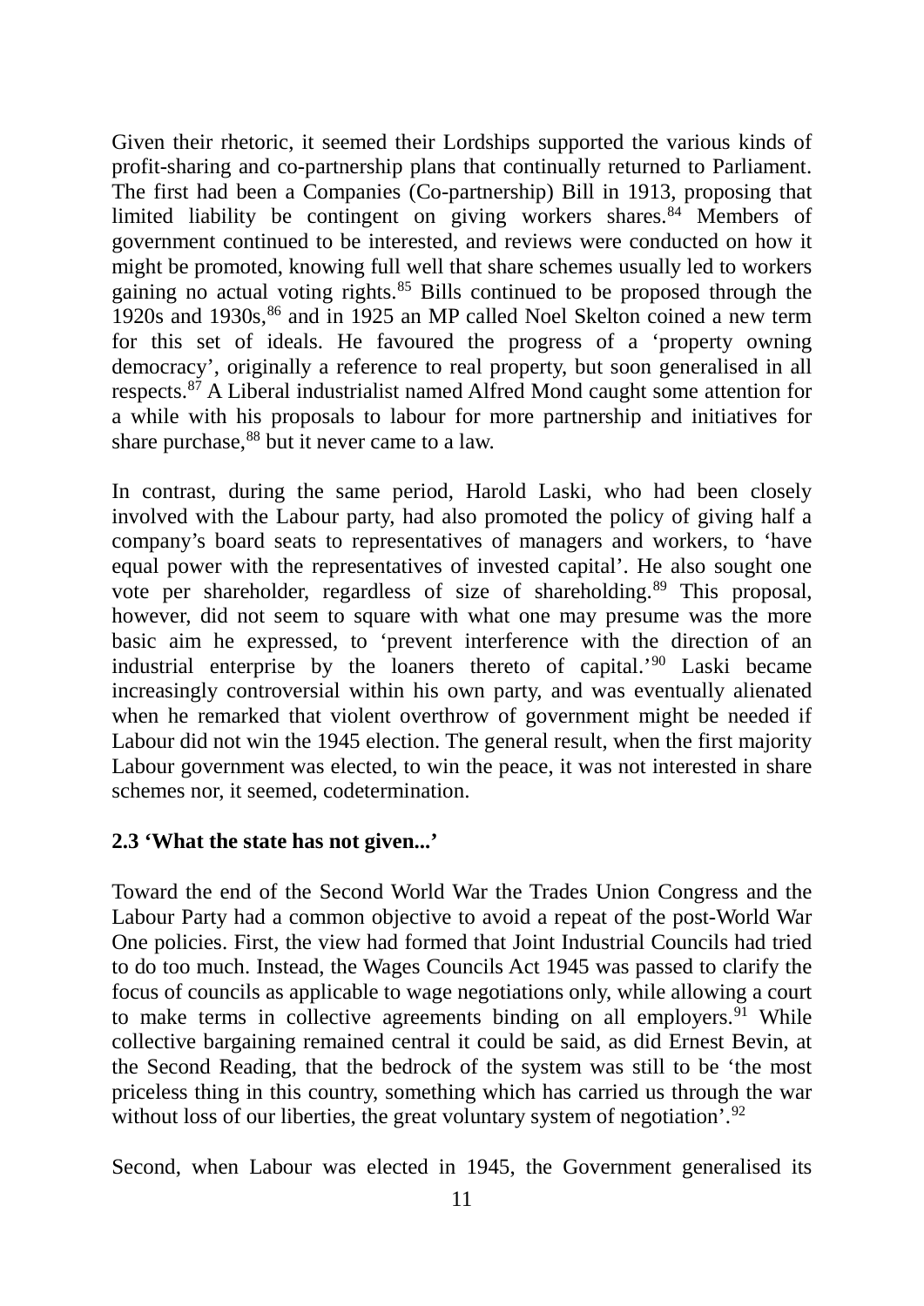Given their rhetoric, it seemed their Lordships supported the various kinds of profit-sharing and co-partnership plans that continually returned to Parliament. The first had been a Companies (Co-partnership) Bill in 1913, proposing that limited liability be contingent on giving workers shares.[84] Members of government continued to be interested, and reviews were conducted on how it might be promoted, knowing full well that share schemes usually led to workers gaining no actual voting rights.[85] Bills continued to be proposed through the 1920s and 1930s,[86] and in 1925 an MP called Noel Skelton coined a new term for this set of ideals. He favoured the progress of a 'property owning democracy', originally a reference to real property, but soon generalised in all respects.[87] A Liberal industrialist named Alfred Mond caught some attention for a while with his proposals to labour for more partnership and initiatives for share purchase,[88] but it never came to a law.

In contrast, during the same period, Harold Laski, who had been closely involved with the Labour party, had also promoted the policy of giving half a company's board seats to representatives of managers and workers, to 'have equal power with the representatives of invested capital'. He also sought one vote per shareholder, regardless of size of shareholding.[89] This proposal, however, did not seem to square with what one may presume was the more basic aim he expressed, to 'prevent interference with the direction of an industrial enterprise by the loaners thereto of capital.'[90] Laski became increasingly controversial within his own party, and was eventually alienated when he remarked that violent overthrow of government might be needed if Labour did not win the 1945 election. The general result, when the first majority Labour government was elected, to win the peace, it was not interested in share schemes nor, it seemed, codetermination.

### 2.3 'What the state has not given...'

Toward the end of the Second World War the Trades Union Congress and the Labour Party had a common objective to avoid a repeat of the post-World War One policies. First, the view had formed that Joint Industrial Councils had tried to do too much. Instead, the Wages Councils Act 1945 was passed to clarify the focus of councils as applicable to wage negotiations only, while allowing a court to make terms in collective agreements binding on all employers.[91] While collective bargaining remained central it could be said, as did Ernest Bevin, at the Second Reading, that the bedrock of the system was still to be 'the most priceless thing in this country, something which has carried us through the war without loss of our liberties, the great voluntary system of negotiation'.[92]

Second, when Labour was elected in 1945, the Government generalised its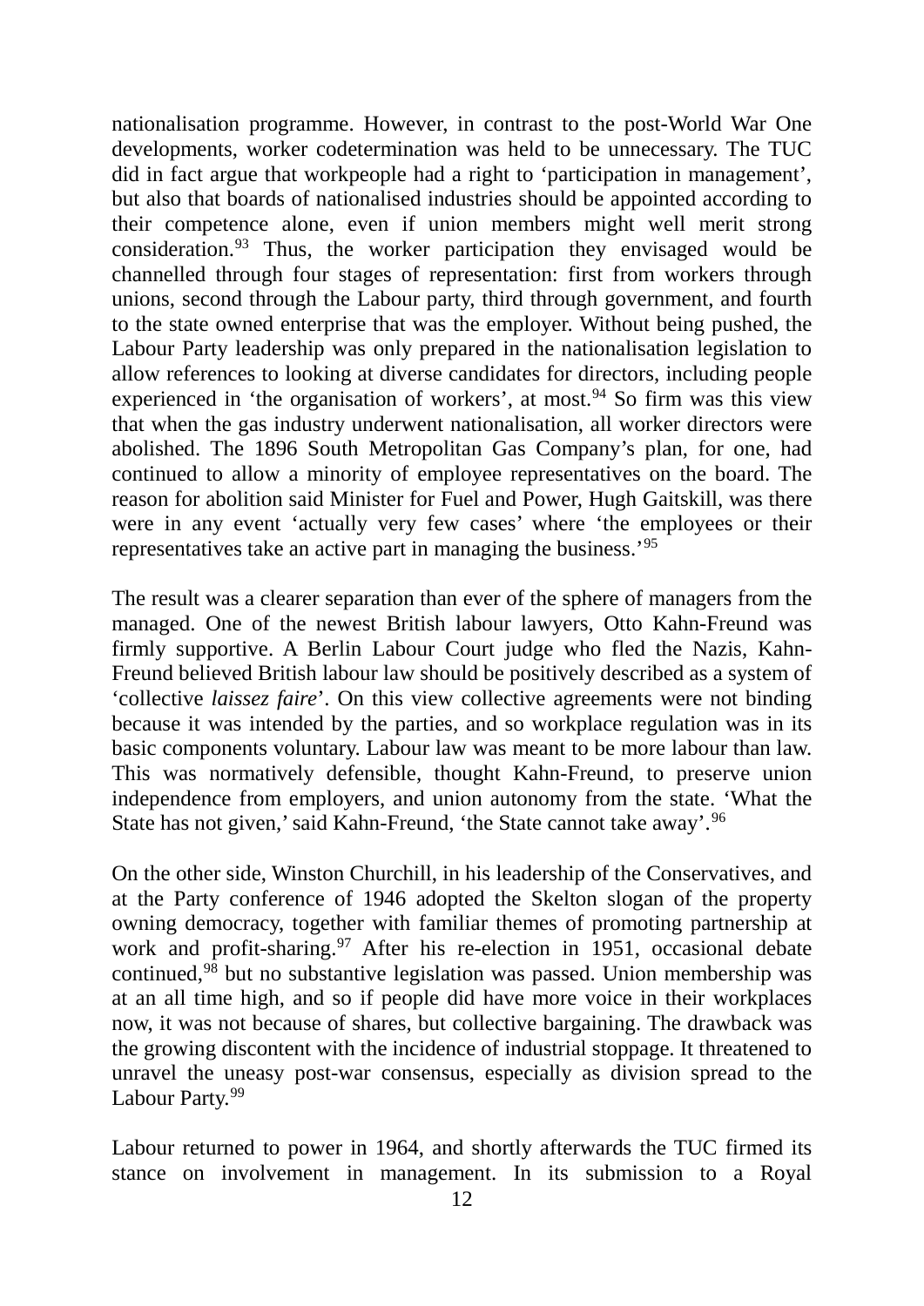nationalisation programme. However, in contrast to the post-World War One developments, worker codetermination was held to be unnecessary. The TUC did in fact argue that workpeople had a right to 'participation in management', but also that boards of nationalised industries should be appointed according to their competence alone, even if union members might well merit strong consideration.[93] Thus, the worker participation they envisaged would be channelled through four stages of representation: first from workers through unions, second through the Labour party, third through government, and fourth to the state owned enterprise that was the employer. Without being pushed, the Labour Party leadership was only prepared in the nationalisation legislation to allow references to looking at diverse candidates for directors, including people experienced in 'the organisation of workers', at most.[94] So firm was this view that when the gas industry underwent nationalisation, all worker directors were abolished. The 1896 South Metropolitan Gas Company's plan, for one, had continued to allow a minority of employee representatives on the board. The reason for abolition said Minister for Fuel and Power, Hugh Gaitskill, was there were in any event 'actually very few cases' where 'the employees or their representatives take an active part in managing the business.'[95]

The result was a clearer separation than ever of the sphere of managers from the managed. One of the newest British labour lawyers, Otto Kahn-Freund was firmly supportive. A Berlin Labour Court judge who fled the Nazis, Kahn-Freund believed British labour law should be positively described as a system of 'collective *laissez faire*'. On this view collective agreements were not binding because it was intended by the parties, and so workplace regulation was in its basic components voluntary. Labour law was meant to be more labour than law. This was normatively defensible, thought Kahn-Freund, to preserve union independence from employers, and union autonomy from the state. 'What the State has not given,' said Kahn-Freund, 'the State cannot take away'.[96]

On the other side, Winston Churchill, in his leadership of the Conservatives, and at the Party conference of 1946 adopted the Skelton slogan of the property owning democracy, together with familiar themes of promoting partnership at work and profit-sharing.[97] After his re-election in 1951, occasional debate continued,[98] but no substantive legislation was passed. Union membership was at an all time high, and so if people did have more voice in their workplaces now, it was not because of shares, but collective bargaining. The drawback was the growing discontent with the incidence of industrial stoppage. It threatened to unravel the uneasy post-war consensus, especially as division spread to the Labour Party.[99]

Labour returned to power in 1964, and shortly afterwards the TUC firmed its stance on involvement in management. In its submission to a Royal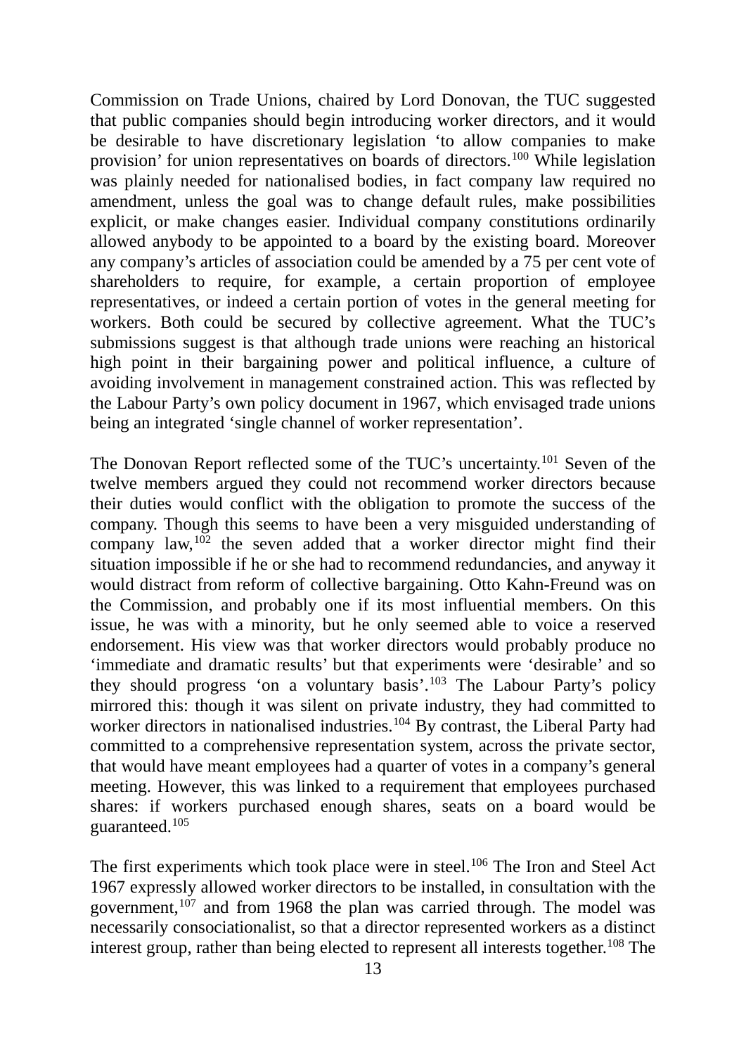Commission on Trade Unions, chaired by Lord Donovan, the TUC suggested that public companies should begin introducing worker directors, and it would be desirable to have discretionary legislation 'to allow companies to make provision' for union representatives on boards of directors.[100] While legislation was plainly needed for nationalised bodies, in fact company law required no amendment, unless the goal was to change default rules, make possibilities explicit, or make changes easier. Individual company constitutions ordinarily allowed anybody to be appointed to a board by the existing board. Moreover any company's articles of association could be amended by a 75 per cent vote of shareholders to require, for example, a certain proportion of employee representatives, or indeed a certain portion of votes in the general meeting for workers. Both could be secured by collective agreement. What the TUC's submissions suggest is that although trade unions were reaching an historical high point in their bargaining power and political influence, a culture of avoiding involvement in management constrained action. This was reflected by the Labour Party's own policy document in 1967, which envisaged trade unions being an integrated 'single channel of worker representation'.

The Donovan Report reflected some of the TUC's uncertainty.[101] Seven of the twelve members argued they could not recommend worker directors because their duties would conflict with the obligation to promote the success of the company. Though this seems to have been a very misguided understanding of company law,[102] the seven added that a worker director might find their situation impossible if he or she had to recommend redundancies, and anyway it would distract from reform of collective bargaining. Otto Kahn-Freund was on the Commission, and probably one if its most influential members. On this issue, he was with a minority, but he only seemed able to voice a reserved endorsement. His view was that worker directors would probably produce no 'immediate and dramatic results' but that experiments were 'desirable' and so they should progress 'on a voluntary basis'.[103] The Labour Party's policy mirrored this: though it was silent on private industry, they had committed to worker directors in nationalised industries.[104] By contrast, the Liberal Party had committed to a comprehensive representation system, across the private sector, that would have meant employees had a quarter of votes in a company's general meeting. However, this was linked to a requirement that employees purchased shares: if workers purchased enough shares, seats on a board would be guaranteed.[105]

The first experiments which took place were in steel.[106] The Iron and Steel Act 1967 expressly allowed worker directors to be installed, in consultation with the government,[107] and from 1968 the plan was carried through. The model was necessarily consociationalist, so that a director represented workers as a distinct interest group, rather than being elected to represent all interests together.[108] The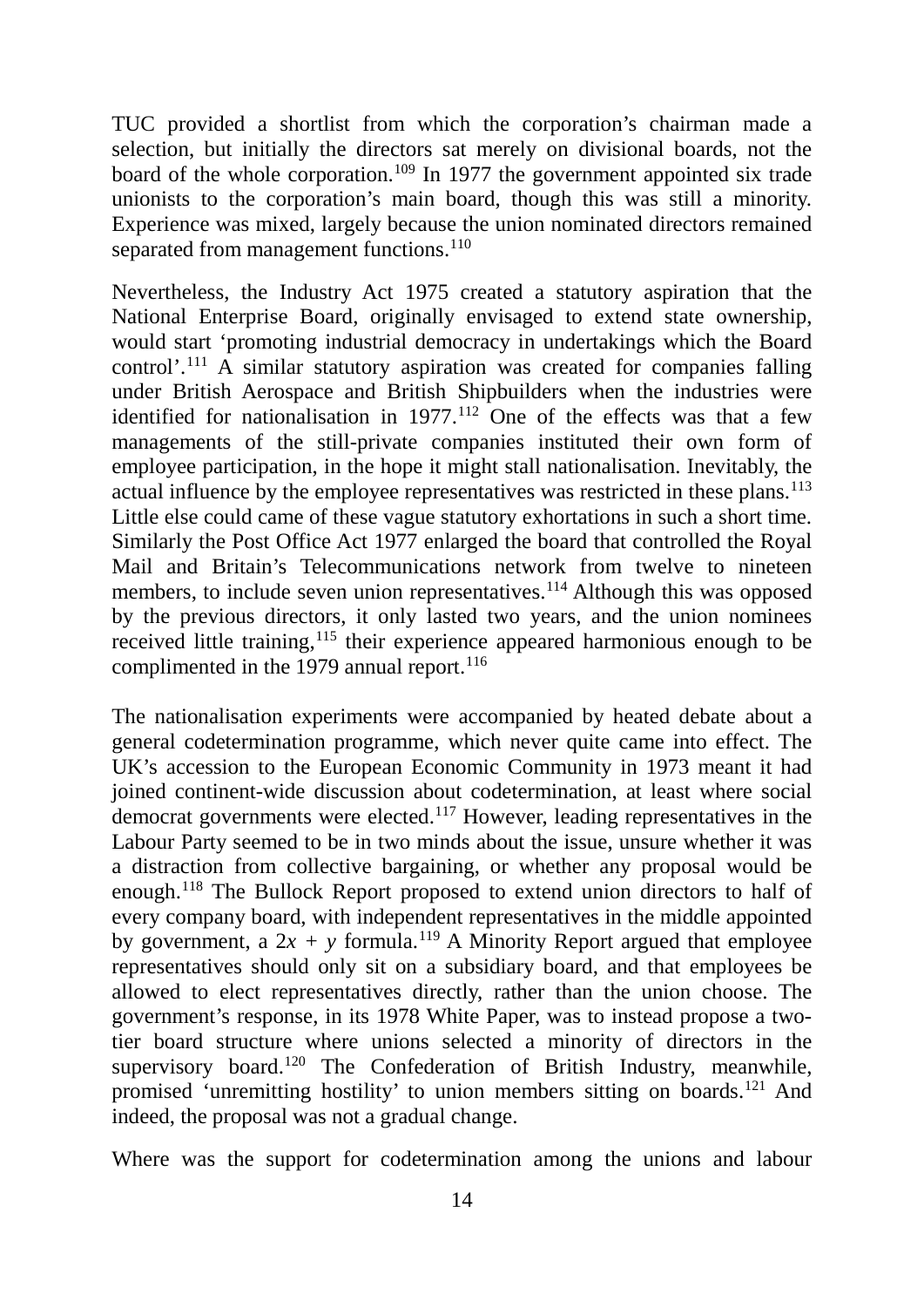TUC provided a shortlist from which the corporation's chairman made a selection, but initially the directors sat merely on divisional boards, not the board of the whole corporation.[109] In 1977 the government appointed six trade unionists to the corporation's main board, though this was still a minority. Experience was mixed, largely because the union nominated directors remained separated from management functions.[110]

Nevertheless, the Industry Act 1975 created a statutory aspiration that the National Enterprise Board, originally envisaged to extend state ownership, would start 'promoting industrial democracy in undertakings which the Board control'.[111] A similar statutory aspiration was created for companies falling under British Aerospace and British Shipbuilders when the industries were identified for nationalisation in 1977.[112] One of the effects was that a few managements of the still-private companies instituted their own form of employee participation, in the hope it might stall nationalisation. Inevitably, the actual influence by the employee representatives was restricted in these plans.[113] Little else could came of these vague statutory exhortations in such a short time. Similarly the Post Office Act 1977 enlarged the board that controlled the Royal Mail and Britain's Telecommunications network from twelve to nineteen members, to include seven union representatives.[114] Although this was opposed by the previous directors, it only lasted two years, and the union nominees received little training,[115] their experience appeared harmonious enough to be complimented in the 1979 annual report.[116]

The nationalisation experiments were accompanied by heated debate about a general codetermination programme, which never quite came into effect. The UK's accession to the European Economic Community in 1973 meant it had joined continent-wide discussion about codetermination, at least where social democrat governments were elected.[117] However, leading representatives in the Labour Party seemed to be in two minds about the issue, unsure whether it was a distraction from collective bargaining, or whether any proposal would be enough.[118] The Bullock Report proposed to extend union directors to half of every company board, with independent representatives in the middle appointed by government, a $2x + y$ formula.[119] A Minority Report argued that employee representatives should only sit on a subsidiary board, and that employees be allowed to elect representatives directly, rather than the union choose. The government's response, in its 1978 White Paper, was to instead propose a two-tier board structure where unions selected a minority of directors in the supervisory board.[120] The Confederation of British Industry, meanwhile, promised 'unremitting hostility' to union members sitting on boards.[121] And indeed, the proposal was not a gradual change.

Where was the support for codetermination among the unions and labour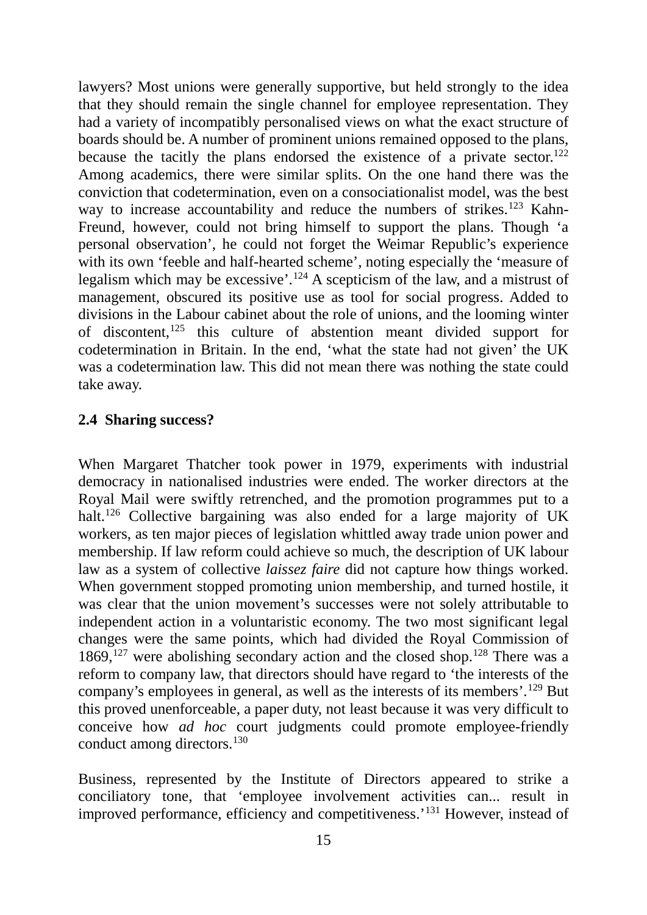lawyers? Most unions were generally supportive, but held strongly to the idea that they should remain the single channel for employee representation. They had a variety of incompatibly personalised views on what the exact structure of boards should be. A number of prominent unions remained opposed to the plans, because the tacitly the plans endorsed the existence of a private sector.[122] Among academics, there were similar splits. On the one hand there was the conviction that codetermination, even on a consociationalist model, was the best way to increase accountability and reduce the numbers of strikes.[123] Kahn-Freund, however, could not bring himself to support the plans. Though 'a personal observation', he could not forget the Weimar Republic's experience with its own 'feeble and half-hearted scheme', noting especially the 'measure of legalism which may be excessive'.[124] A scepticism of the law, and a mistrust of management, obscured its positive use as tool for social progress. Added to divisions in the Labour cabinet about the role of unions, and the looming winter of discontent,[125] this culture of abstention meant divided support for codetermination in Britain. In the end, 'what the state had not given' the UK was a codetermination law. This did not mean there was nothing the state could take away.

### 2.4 Sharing success?

When Margaret Thatcher took power in 1979, experiments with industrial democracy in nationalised industries were ended. The worker directors at the Royal Mail were swiftly retrenched, and the promotion programmes put to a halt.[126] Collective bargaining was also ended for a large majority of UK workers, as ten major pieces of legislation whittled away trade union power and membership. If law reform could achieve so much, the description of UK labour law as a system of collective *laissez faire* did not capture how things worked. When government stopped promoting union membership, and turned hostile, it was clear that the union movement's successes were not solely attributable to independent action in a voluntaristic economy. The two most significant legal changes were the same points, which had divided the Royal Commission of 1869,[127] were abolishing secondary action and the closed shop.[128] There was a reform to company law, that directors should have regard to 'the interests of the company's employees in general, as well as the interests of its members'.[129] But this proved unenforceable, a paper duty, not least because it was very difficult to conceive how *ad hoc* court judgments could promote employee-friendly conduct among directors.[130]

Business, represented by the Institute of Directors appeared to strike a conciliatory tone, that 'employee involvement activities can... result in improved performance, efficiency and competitiveness.'[131] However, instead of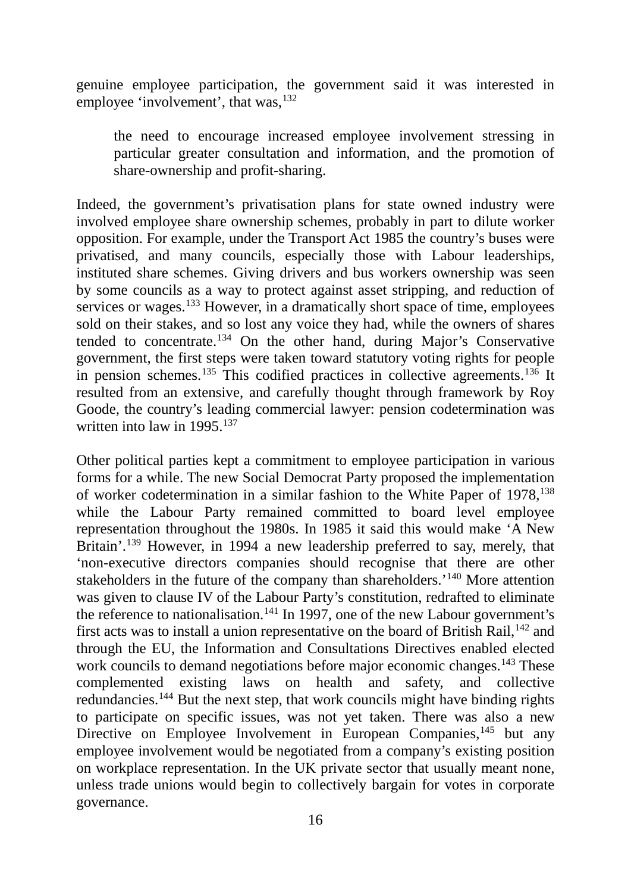genuine employee participation, the government said it was interested in employee 'involvement', that was,[132]

> the need to encourage increased employee involvement stressing in particular greater consultation and information, and the promotion of share-ownership and profit-sharing.

Indeed, the government's privatisation plans for state owned industry were involved employee share ownership schemes, probably in part to dilute worker opposition. For example, under the Transport Act 1985 the country's buses were privatised, and many councils, especially those with Labour leaderships, instituted share schemes. Giving drivers and bus workers ownership was seen by some councils as a way to protect against asset stripping, and reduction of services or wages.[133] However, in a dramatically short space of time, employees sold on their stakes, and so lost any voice they had, while the owners of shares tended to concentrate.[134] On the other hand, during Major's Conservative government, the first steps were taken toward statutory voting rights for people in pension schemes.[135] This codified practices in collective agreements.[136] It resulted from an extensive, and carefully thought through framework by Roy Goode, the country's leading commercial lawyer: pension codetermination was written into law in 1995.[137]

Other political parties kept a commitment to employee participation in various forms for a while. The new Social Democrat Party proposed the implementation of worker codetermination in a similar fashion to the White Paper of 1978,[138] while the Labour Party remained committed to board level employee representation throughout the 1980s. In 1985 it said this would make 'A New Britain'.[139] However, in 1994 a new leadership preferred to say, merely, that 'non-executive directors companies should recognise that there are other stakeholders in the future of the company than shareholders.'[140] More attention was given to clause IV of the Labour Party's constitution, redrafted to eliminate the reference to nationalisation.[141] In 1997, one of the new Labour government's first acts was to install a union representative on the board of British Rail,[142] and through the EU, the Information and Consultations Directives enabled elected work councils to demand negotiations before major economic changes.[143] These complemented existing laws on health and safety, and collective redundancies.[144] But the next step, that work councils might have binding rights to participate on specific issues, was not yet taken. There was also a new Directive on Employee Involvement in European Companies,[145] but any employee involvement would be negotiated from a company's existing position on workplace representation. In the UK private sector that usually meant none, unless trade unions would begin to collectively bargain for votes in corporate governance.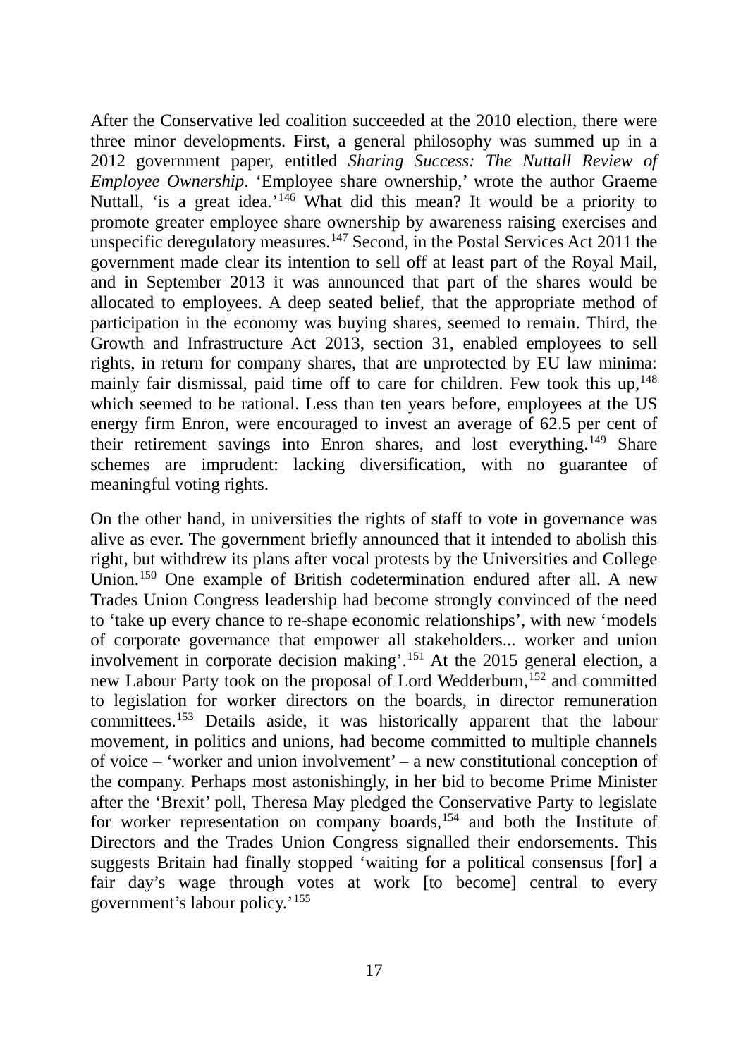After the Conservative led coalition succeeded at the 2010 election, there were three minor developments. First, a general philosophy was summed up in a 2012 government paper, entitled *Sharing Success: The Nuttall Review of Employee Ownership*. 'Employee share ownership,' wrote the author Graeme Nuttall, 'is a great idea.'[146] What did this mean? It would be a priority to promote greater employee share ownership by awareness raising exercises and unspecific deregulatory measures.[147] Second, in the Postal Services Act 2011 the government made clear its intention to sell off at least part of the Royal Mail, and in September 2013 it was announced that part of the shares would be allocated to employees. A deep seated belief, that the appropriate method of participation in the economy was buying shares, seemed to remain. Third, the Growth and Infrastructure Act 2013, section 31, enabled employees to sell rights, in return for company shares, that are unprotected by EU law minima: mainly fair dismissal, paid time off to care for children. Few took this up,[148] which seemed to be rational. Less than ten years before, employees at the US energy firm Enron, were encouraged to invest an average of 62.5 per cent of their retirement savings into Enron shares, and lost everything.[149] Share schemes are imprudent: lacking diversification, with no guarantee of meaningful voting rights.

On the other hand, in universities the rights of staff to vote in governance was alive as ever. The government briefly announced that it intended to abolish this right, but withdrew its plans after vocal protests by the Universities and College Union.[150] One example of British codetermination endured after all. A new Trades Union Congress leadership had become strongly convinced of the need to 'take up every chance to re-shape economic relationships', with new 'models of corporate governance that empower all stakeholders... worker and union involvement in corporate decision making'.[151] At the 2015 general election, a new Labour Party took on the proposal of Lord Wedderburn,[152] and committed to legislation for worker directors on the boards, in director remuneration committees.[153] Details aside, it was historically apparent that the labour movement, in politics and unions, had become committed to multiple channels of voice – 'worker and union involvement' – a new constitutional conception of the company. Perhaps most astonishingly, in her bid to become Prime Minister after the 'Brexit' poll, Theresa May pledged the Conservative Party to legislate for worker representation on company boards,[154] and both the Institute of Directors and the Trades Union Congress signalled their endorsements. This suggests Britain had finally stopped 'waiting for a political consensus [for] a fair day's wage through votes at work [to become] central to every government's labour policy.'[155]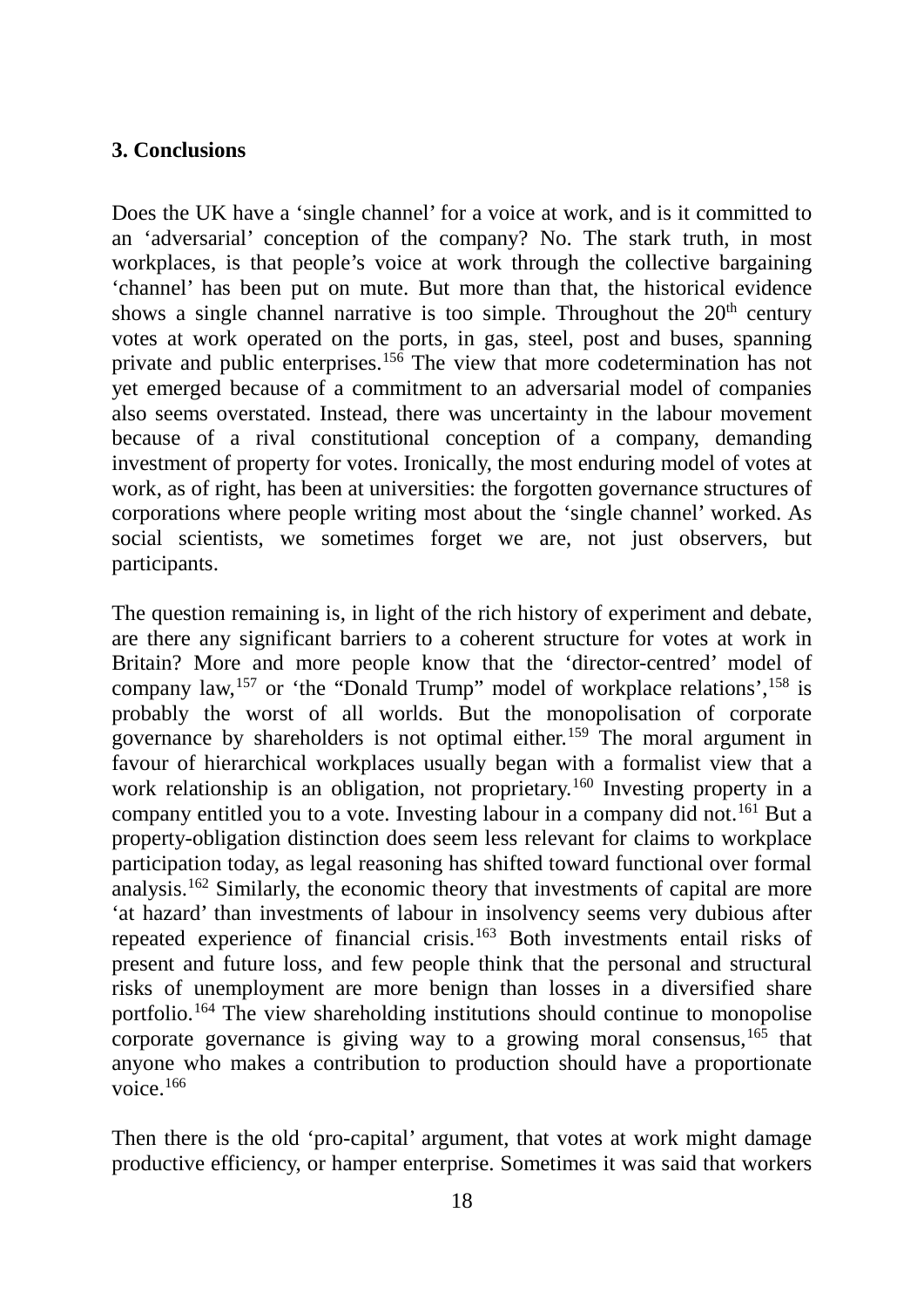### 3. Conclusions

Does the UK have a 'single channel' for a voice at work, and is it committed to an 'adversarial' conception of the company? No. The stark truth, in most workplaces, is that people's voice at work through the collective bargaining 'channel' has been put on mute. But more than that, the historical evidence shows a single channel narrative is too simple. Throughout the 20th century votes at work operated on the ports, in gas, steel, post and buses, spanning private and public enterprises.[156] The view that more codetermination has not yet emerged because of a commitment to an adversarial model of companies also seems overstated. Instead, there was uncertainty in the labour movement because of a rival constitutional conception of a company, demanding investment of property for votes. Ironically, the most enduring model of votes at work, as of right, has been at universities: the forgotten governance structures of corporations where people writing most about the 'single channel' worked. As social scientists, we sometimes forget we are, not just observers, but participants.

The question remaining is, in light of the rich history of experiment and debate, are there any significant barriers to a coherent structure for votes at work in Britain? More and more people know that the 'director-centred' model of company law,[157] or 'the "Donald Trump" model of workplace relations',[158] is probably the worst of all worlds. But the monopolisation of corporate governance by shareholders is not optimal either.[159] The moral argument in favour of hierarchical workplaces usually began with a formalist view that a work relationship is an obligation, not proprietary.[160] Investing property in a company entitled you to a vote. Investing labour in a company did not.[161] But a property-obligation distinction does seem less relevant for claims to workplace participation today, as legal reasoning has shifted toward functional over formal analysis.[162] Similarly, the economic theory that investments of capital are more 'at hazard' than investments of labour in insolvency seems very dubious after repeated experience of financial crisis.[163] Both investments entail risks of present and future loss, and few people think that the personal and structural risks of unemployment are more benign than losses in a diversified share portfolio.[164] The view shareholding institutions should continue to monopolise corporate governance is giving way to a growing moral consensus,[165] that anyone who makes a contribution to production should have a proportionate voice.[166]

Then there is the old 'pro-capital' argument, that votes at work might damage productive efficiency, or hamper enterprise. Sometimes it was said that workers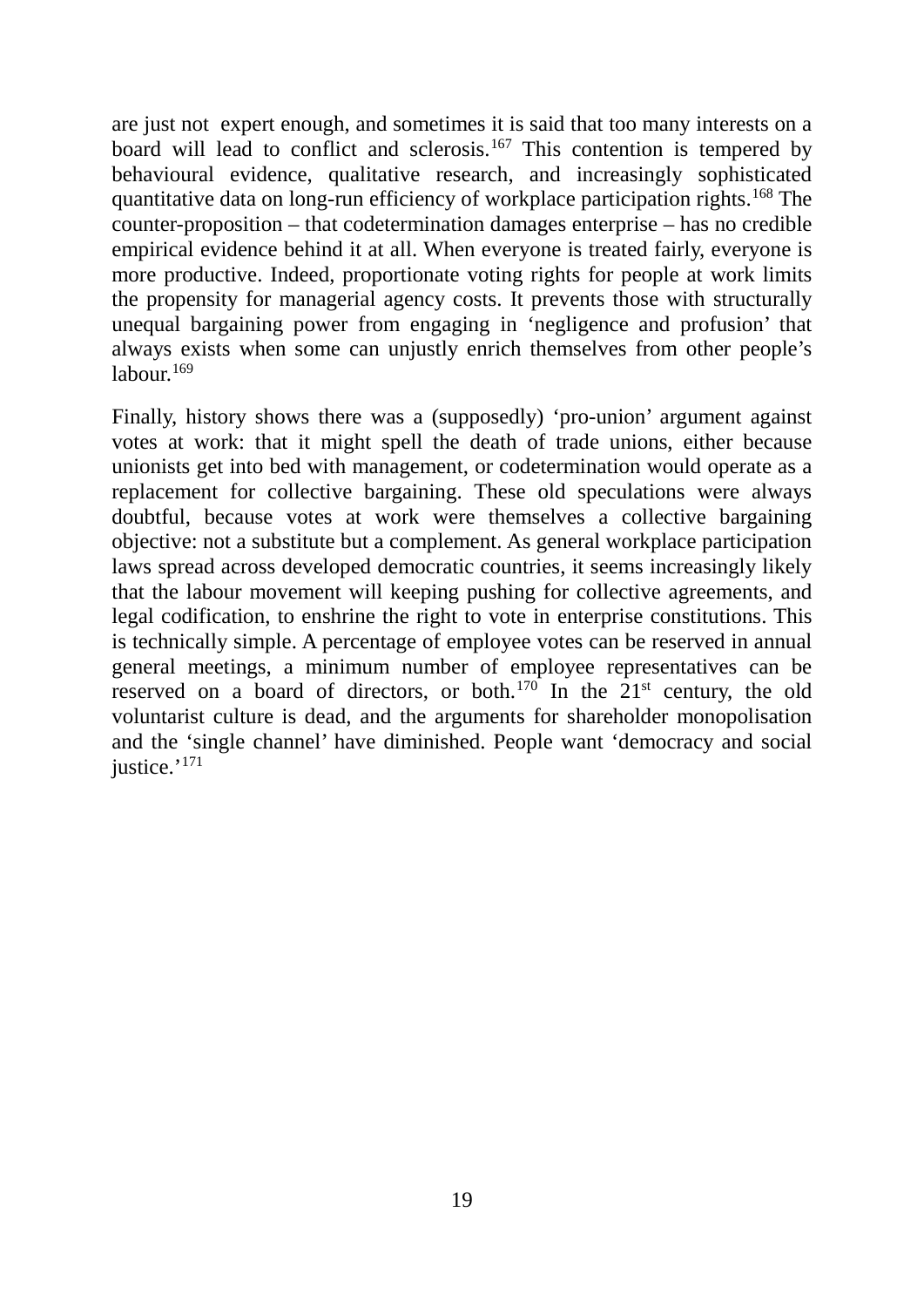are just not expert enough, and sometimes it is said that too many interests on a board will lead to conflict and sclerosis.[167] This contention is tempered by behavioural evidence, qualitative research, and increasingly sophisticated quantitative data on long-run efficiency of workplace participation rights.[168] The counter-proposition – that codetermination damages enterprise – has no credible empirical evidence behind it at all. When everyone is treated fairly, everyone is more productive. Indeed, proportionate voting rights for people at work limits the propensity for managerial agency costs. It prevents those with structurally unequal bargaining power from engaging in 'negligence and profusion' that always exists when some can unjustly enrich themselves from other people's labour.[169]

Finally, history shows there was a (supposedly) 'pro-union' argument against votes at work: that it might spell the death of trade unions, either because unionists get into bed with management, or codetermination would operate as a replacement for collective bargaining. These old speculations were always doubtful, because votes at work were themselves a collective bargaining objective: not a substitute but a complement. As general workplace participation laws spread across developed democratic countries, it seems increasingly likely that the labour movement will keeping pushing for collective agreements, and legal codification, to enshrine the right to vote in enterprise constitutions. This is technically simple. A percentage of employee votes can be reserved in annual general meetings, a minimum number of employee representatives can be reserved on a board of directors, or both.[170] In the 21st century, the old voluntarist culture is dead, and the arguments for shareholder monopolisation and the 'single channel' have diminished. People want 'democracy and social justice.'[171]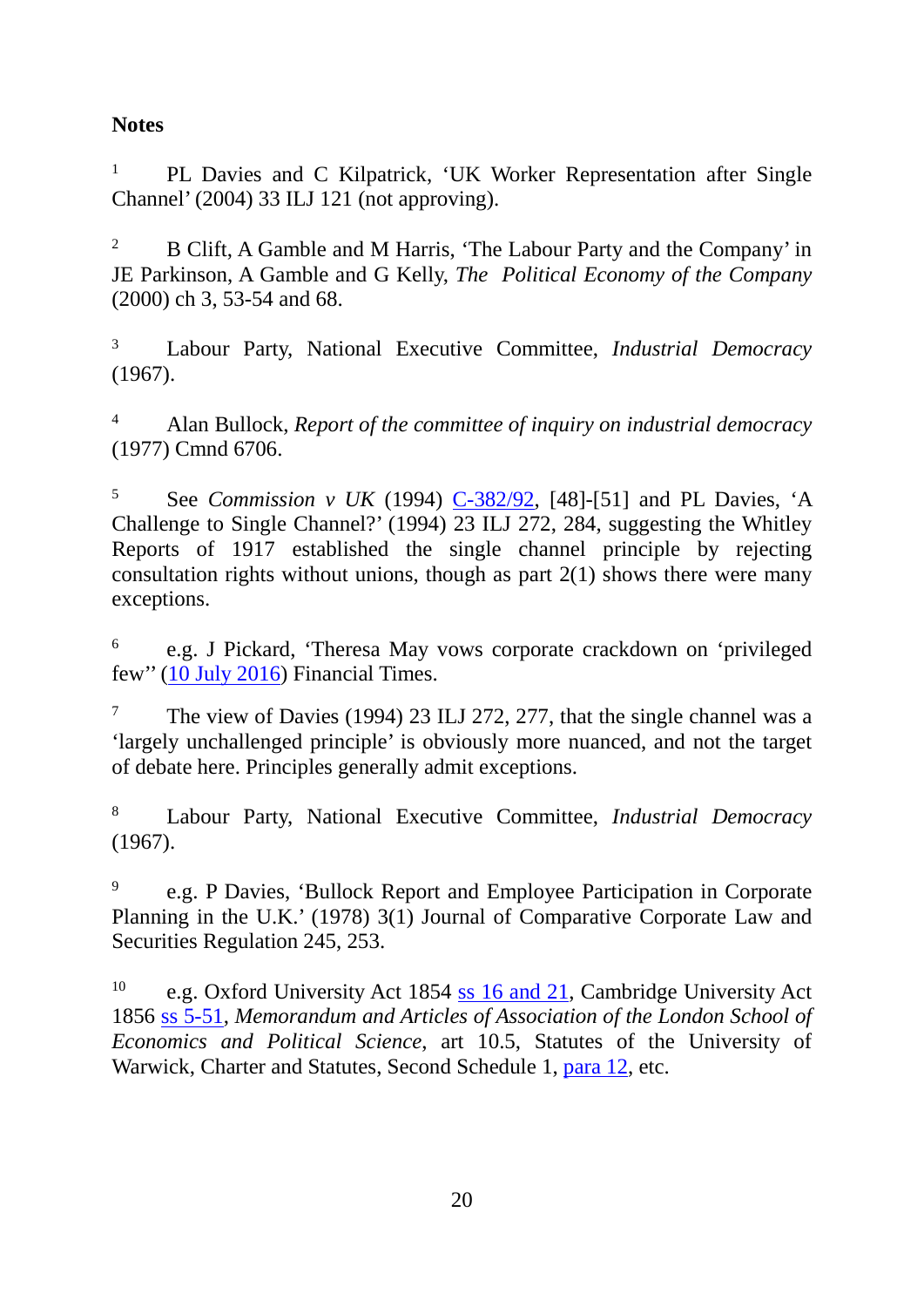**Notes**

[1] PL Davies and C Kilpatrick, 'UK Worker Representation after Single Channel' (2004) 33 ILJ 121 (not approving).

[2] B Clift, A Gamble and M Harris, 'The Labour Party and the Company' in JE Parkinson, A Gamble and G Kelly, *The Political Economy of the Company* (2000) ch 3, 53-54 and 68.

[3] Labour Party, National Executive Committee, *Industrial Democracy* (1967).

[4] Alan Bullock, *Report of the committee of inquiry on industrial democracy* (1977) Cmnd 6706.

[5] See *Commission v UK* (1994) C-382/92, [48]-[51] and PL Davies, 'A Challenge to Single Channel?' (1994) 23 ILJ 272, 284, suggesting the Whitley Reports of 1917 established the single channel principle by rejecting consultation rights without unions, though as part 2(1) shows there were many exceptions.

[6] e.g. J Pickard, 'Theresa May vows corporate crackdown on 'privileged few'' (10 July 2016) Financial Times.

[7] The view of Davies (1994) 23 ILJ 272, 277, that the single channel was a 'largely unchallenged principle' is obviously more nuanced, and not the target of debate here. Principles generally admit exceptions.

[8] Labour Party, National Executive Committee, *Industrial Democracy* (1967).

[9] e.g. P Davies, 'Bullock Report and Employee Participation in Corporate Planning in the U.K.' (1978) 3(1) Journal of Comparative Corporate Law and Securities Regulation 245, 253.

[10] e.g. Oxford University Act 1854 ss 16 and 21, Cambridge University Act 1856 ss 5-51, *Memorandum and Articles of Association of the London School of Economics and Political Science*, art 10.5, Statutes of the University of Warwick, Charter and Statutes, Second Schedule 1, para 12, etc.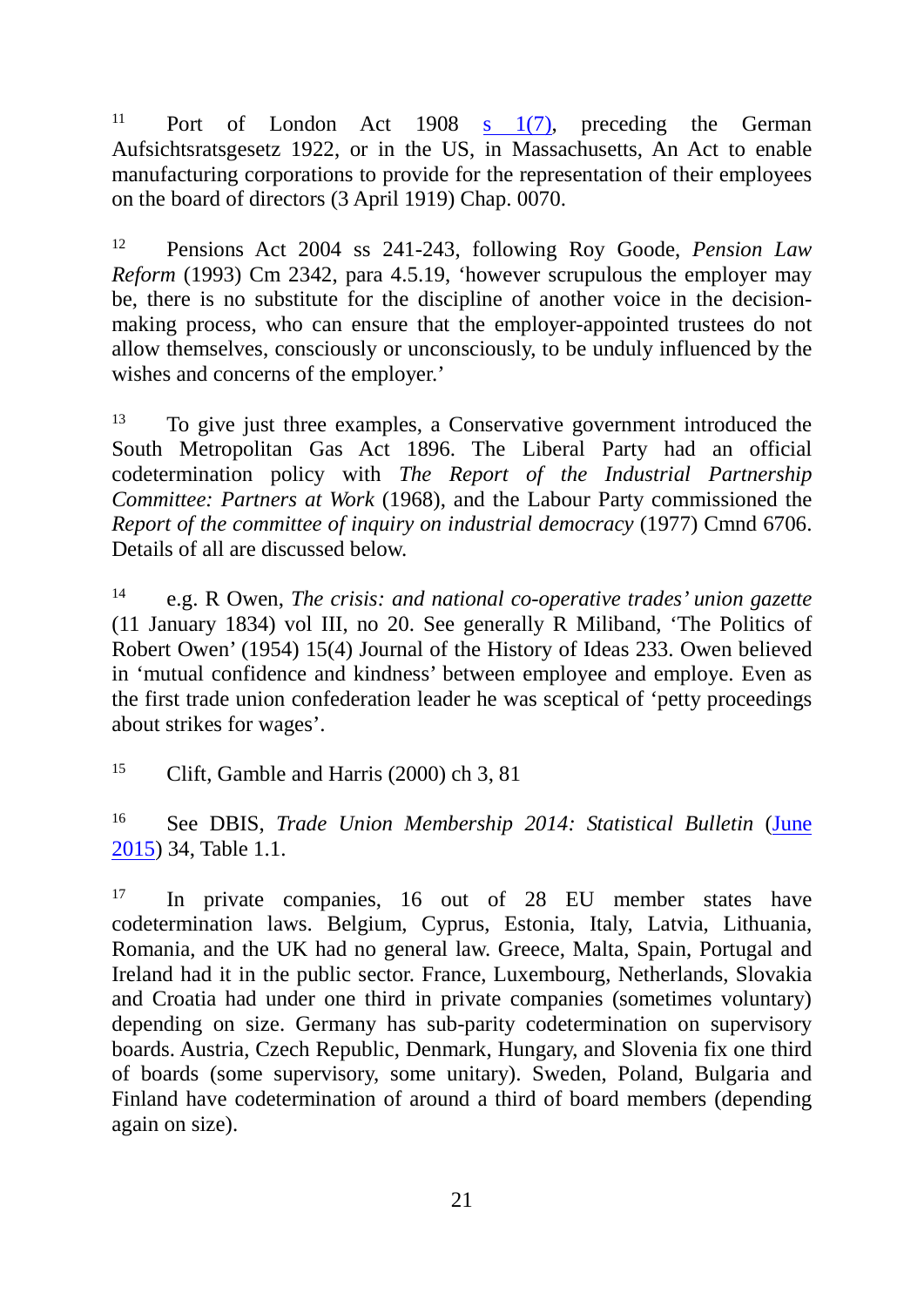[11] Port of London Act 1908 [s 1(7)](), preceding the German Aufsichtsratsgesetz 1922, or in the US, in Massachusetts, An Act to enable manufacturing corporations to provide for the representation of their employees on the board of directors (3 April 1919) Chap. 0070.

[12] Pensions Act 2004 ss 241-243, following Roy Goode, *Pension Law Reform* (1993) Cm 2342, para 4.5.19, 'however scrupulous the employer may be, there is no substitute for the discipline of another voice in the decision-making process, who can ensure that the employer-appointed trustees do not allow themselves, consciously or unconsciously, to be unduly influenced by the wishes and concerns of the employer.'

[13] To give just three examples, a Conservative government introduced the South Metropolitan Gas Act 1896. The Liberal Party had an official codetermination policy with *The Report of the Industrial Partnership Committee: Partners at Work* (1968), and the Labour Party commissioned the *Report of the committee of inquiry on industrial democracy* (1977) Cmnd 6706. Details of all are discussed below.

[14] e.g. R Owen, *The crisis: and national co-operative trades' union gazette* (11 January 1834) vol III, no 20. See generally R Miliband, 'The Politics of Robert Owen' (1954) 15(4) Journal of the History of Ideas 233. Owen believed in 'mutual confidence and kindness' between employee and employe. Even as the first trade union confederation leader he was sceptical of 'petty proceedings about strikes for wages'.

[15] Clift, Gamble and Harris (2000) ch 3, 81

[16] See DBIS, *Trade Union Membership 2014: Statistical Bulletin* ([June 2015]()) 34, Table 1.1.

[17] In private companies, 16 out of 28 EU member states have codetermination laws. Belgium, Cyprus, Estonia, Italy, Latvia, Lithuania, Romania, and the UK had no general law. Greece, Malta, Spain, Portugal and Ireland had it in the public sector. France, Luxembourg, Netherlands, Slovakia and Croatia had under one third in private companies (sometimes voluntary) depending on size. Germany has sub-parity codetermination on supervisory boards. Austria, Czech Republic, Denmark, Hungary, and Slovenia fix one third of boards (some supervisory, some unitary). Sweden, Poland, Bulgaria and Finland have codetermination of around a third of board members (depending again on size).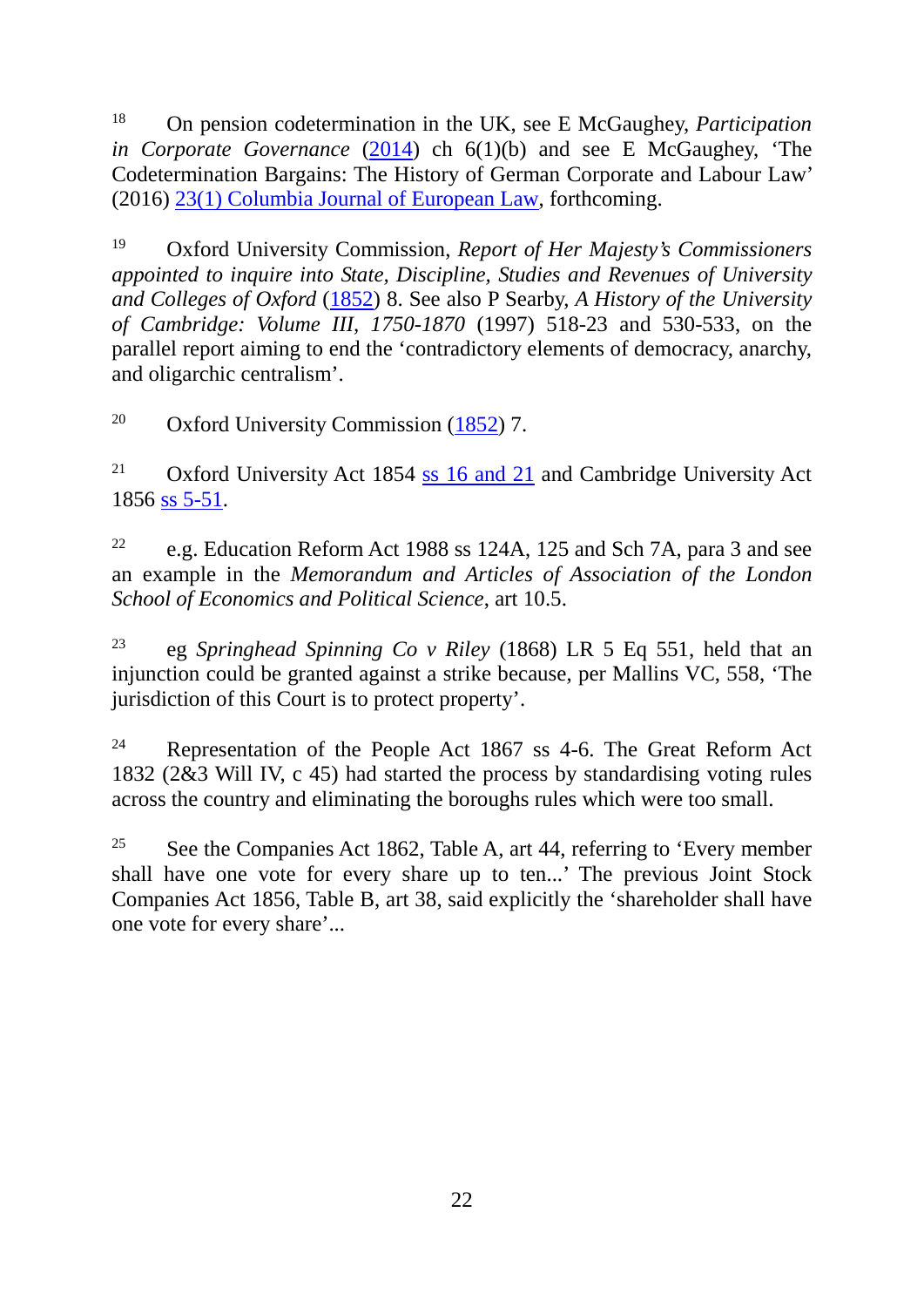[18] On pension codetermination in the UK, see E McGaughey, *Participation in Corporate Governance* (2014) ch 6(1)(b) and see E McGaughey, 'The Codetermination Bargains: The History of German Corporate and Labour Law' (2016) 23(1) Columbia Journal of European Law, forthcoming.

[19] Oxford University Commission, *Report of Her Majesty's Commissioners appointed to inquire into State, Discipline, Studies and Revenues of University and Colleges of Oxford* (1852) 8. See also P Searby, *A History of the University of Cambridge: Volume III, 1750-1870* (1997) 518-23 and 530-533, on the parallel report aiming to end the 'contradictory elements of democracy, anarchy, and oligarchic centralism'.

[20] Oxford University Commission (1852) 7.

[21] Oxford University Act 1854 ss 16 and 21 and Cambridge University Act 1856 ss 5-51.

[22] e.g. Education Reform Act 1988 ss 124A, 125 and Sch 7A, para 3 and see an example in the *Memorandum and Articles of Association of the London School of Economics and Political Science*, art 10.5.

[23] eg *Springhead Spinning Co v Riley* (1868) LR 5 Eq 551, held that an injunction could be granted against a strike because, per Mallins VC, 558, 'The jurisdiction of this Court is to protect property'.

[24] Representation of the People Act 1867 ss 4-6. The Great Reform Act 1832 (2&3 Will IV, c 45) had started the process by standardising voting rules across the country and eliminating the boroughs rules which were too small.

[25] See the Companies Act 1862, Table A, art 44, referring to 'Every member shall have one vote for every share up to ten...' The previous Joint Stock Companies Act 1856, Table B, art 38, said explicitly the 'shareholder shall have one vote for every share'...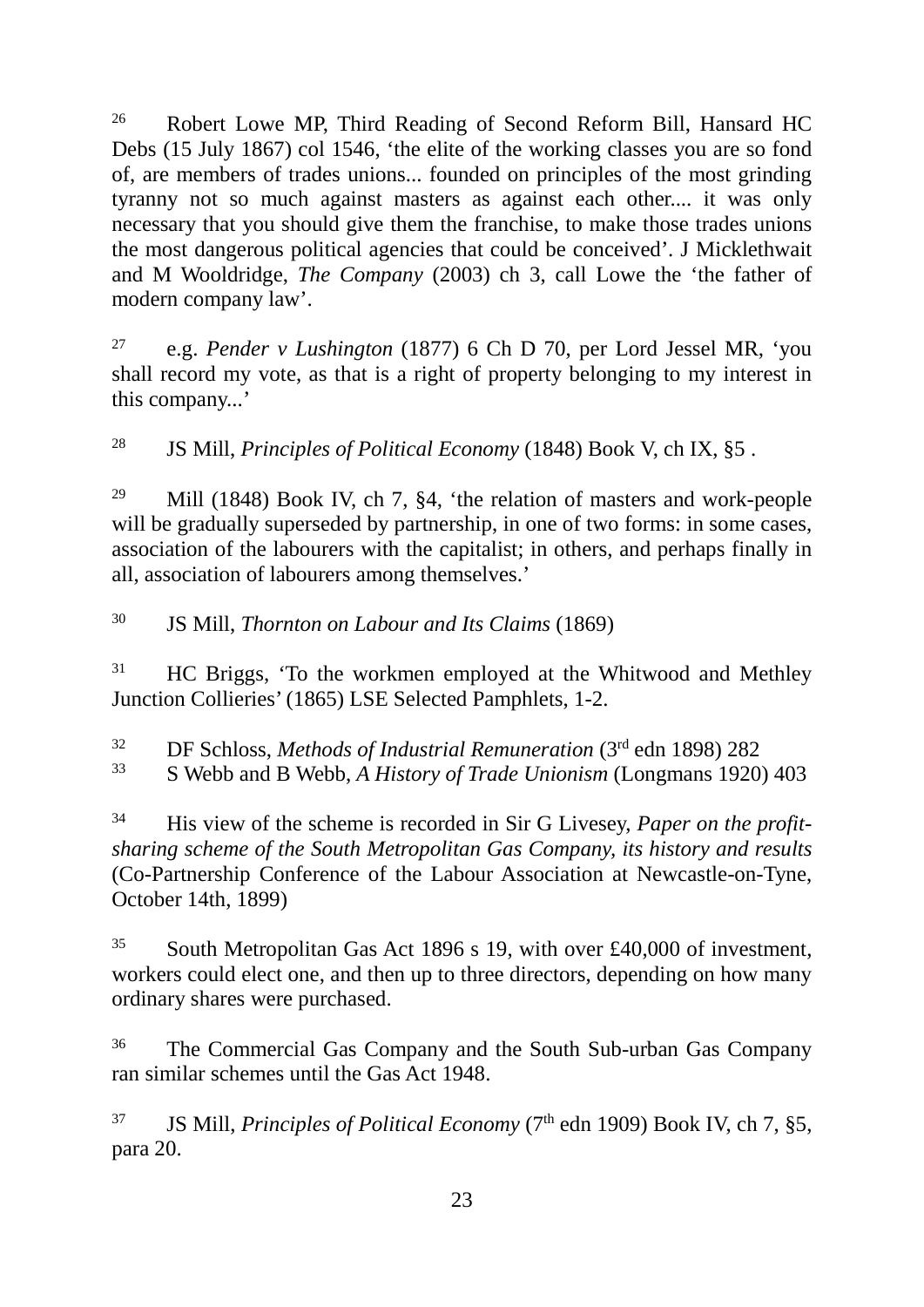[26] Robert Lowe MP, Third Reading of Second Reform Bill, Hansard HC Debs (15 July 1867) col 1546, 'the elite of the working classes you are so fond of, are members of trades unions... founded on principles of the most grinding tyranny not so much against masters as against each other.... it was only necessary that you should give them the franchise, to make those trades unions the most dangerous political agencies that could be conceived'. J Micklethwait and M Wooldridge, *The Company* (2003) ch 3, call Lowe the 'the father of modern company law'.

[27] e.g. *Pender v Lushington* (1877) 6 Ch D 70, per Lord Jessel MR, 'you shall record my vote, as that is a right of property belonging to my interest in this company...'

[28] JS Mill, *Principles of Political Economy* (1848) Book V, ch IX, §5 .

[29] Mill (1848) Book IV, ch 7, §4, 'the relation of masters and work-people will be gradually superseded by partnership, in one of two forms: in some cases, association of the labourers with the capitalist; in others, and perhaps finally in all, association of labourers among themselves.'

[30] JS Mill, *Thornton on Labour and Its Claims* (1869)

[31] HC Briggs, 'To the workmen employed at the Whitwood and Methley Junction Collieries' (1865) LSE Selected Pamphlets, 1-2.

[32] DF Schloss, *Methods of Industrial Remuneration* (3rd edn 1898) 282

[33] S Webb and B Webb, *A History of Trade Unionism* (Longmans 1920) 403

[34] His view of the scheme is recorded in Sir G Livesey, *Paper on the profit-sharing scheme of the South Metropolitan Gas Company, its history and results* (Co-Partnership Conference of the Labour Association at Newcastle-on-Tyne, October 14th, 1899)

[35] South Metropolitan Gas Act 1896 s 19, with over £40,000 of investment, workers could elect one, and then up to three directors, depending on how many ordinary shares were purchased.

[36] The Commercial Gas Company and the South Sub-urban Gas Company ran similar schemes until the Gas Act 1948.

[37] JS Mill, *Principles of Political Economy* (7th edn 1909) Book IV, ch 7, §5, para 20.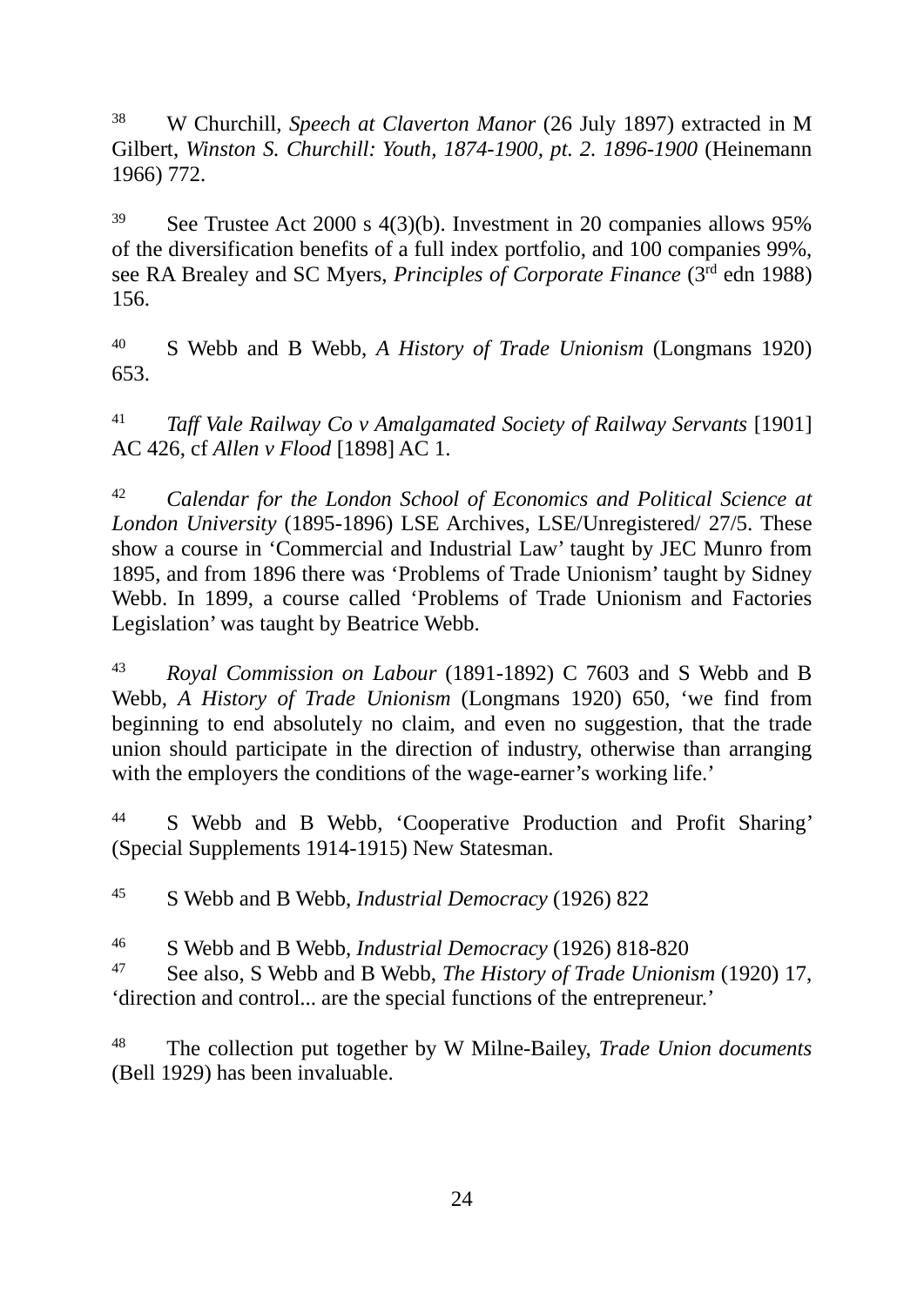[38] W Churchill, *Speech at Claverton Manor* (26 July 1897) extracted in M Gilbert, *Winston S. Churchill: Youth, 1874-1900, pt. 2. 1896-1900* (Heinemann 1966) 772.

[39] See Trustee Act 2000 s 4(3)(b). Investment in 20 companies allows 95% of the diversification benefits of a full index portfolio, and 100 companies 99%, see RA Brealey and SC Myers, *Principles of Corporate Finance* (3rd edn 1988) 156.

[40] S Webb and B Webb, *A History of Trade Unionism* (Longmans 1920) 653.

[41] *Taff Vale Railway Co v Amalgamated Society of Railway Servants* [1901] AC 426, cf *Allen v Flood* [1898] AC 1.

[42] *Calendar for the London School of Economics and Political Science at London University* (1895-1896) LSE Archives, LSE/Unregistered/ 27/5. These show a course in 'Commercial and Industrial Law' taught by JEC Munro from 1895, and from 1896 there was 'Problems of Trade Unionism' taught by Sidney Webb. In 1899, a course called 'Problems of Trade Unionism and Factories Legislation' was taught by Beatrice Webb.

[43] *Royal Commission on Labour* (1891-1892) C 7603 and S Webb and B Webb, *A History of Trade Unionism* (Longmans 1920) 650, 'we find from beginning to end absolutely no claim, and even no suggestion, that the trade union should participate in the direction of industry, otherwise than arranging with the employers the conditions of the wage-earner's working life.'

[44] S Webb and B Webb, 'Cooperative Production and Profit Sharing' (Special Supplements 1914-1915) New Statesman.

[45] S Webb and B Webb, *Industrial Democracy* (1926) 822

[46] S Webb and B Webb, *Industrial Democracy* (1926) 818-820

[47] See also, S Webb and B Webb, *The History of Trade Unionism* (1920) 17, 'direction and control... are the special functions of the entrepreneur.'

[48] The collection put together by W Milne-Bailey, *Trade Union documents* (Bell 1929) has been invaluable.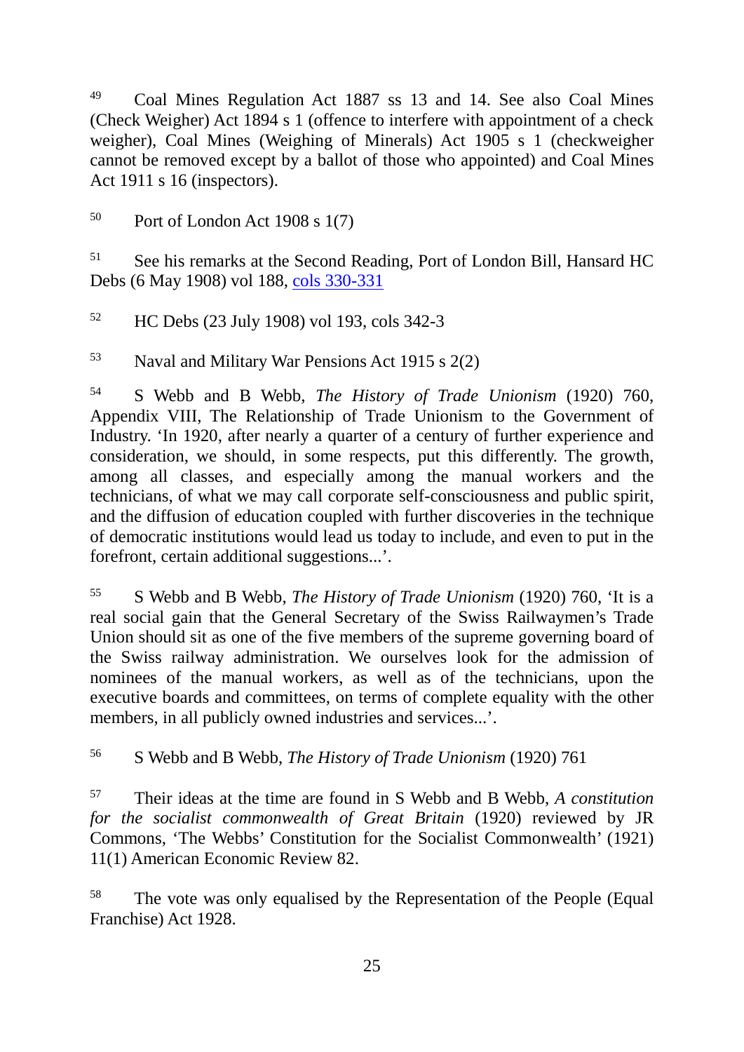[49] Coal Mines Regulation Act 1887 ss 13 and 14. See also Coal Mines (Check Weigher) Act 1894 s 1 (offence to interfere with appointment of a check weigher), Coal Mines (Weighing of Minerals) Act 1905 s 1 (checkweigher cannot be removed except by a ballot of those who appointed) and Coal Mines Act 1911 s 16 (inspectors).

[50] Port of London Act 1908 s 1(7)

[51] See his remarks at the Second Reading, Port of London Bill, Hansard HC Debs (6 May 1908) vol 188, cols 330-331

[52] HC Debs (23 July 1908) vol 193, cols 342-3

[53] Naval and Military War Pensions Act 1915 s 2(2)

[54] S Webb and B Webb, *The History of Trade Unionism* (1920) 760, Appendix VIII, The Relationship of Trade Unionism to the Government of Industry. 'In 1920, after nearly a quarter of a century of further experience and consideration, we should, in some respects, put this differently. The growth, among all classes, and especially among the manual workers and the technicians, of what we may call corporate self-consciousness and public spirit, and the diffusion of education coupled with further discoveries in the technique of democratic institutions would lead us today to include, and even to put in the forefront, certain additional suggestions...'.

[55] S Webb and B Webb, *The History of Trade Unionism* (1920) 760, 'It is a real social gain that the General Secretary of the Swiss Railwaymen's Trade Union should sit as one of the five members of the supreme governing board of the Swiss railway administration. We ourselves look for the admission of nominees of the manual workers, as well as of the technicians, upon the executive boards and committees, on terms of complete equality with the other members, in all publicly owned industries and services...'.

[56] S Webb and B Webb, *The History of Trade Unionism* (1920) 761

[57] Their ideas at the time are found in S Webb and B Webb, *A constitution for the socialist commonwealth of Great Britain* (1920) reviewed by JR Commons, 'The Webbs' Constitution for the Socialist Commonwealth' (1921) 11(1) American Economic Review 82.

[58] The vote was only equalised by the Representation of the People (Equal Franchise) Act 1928.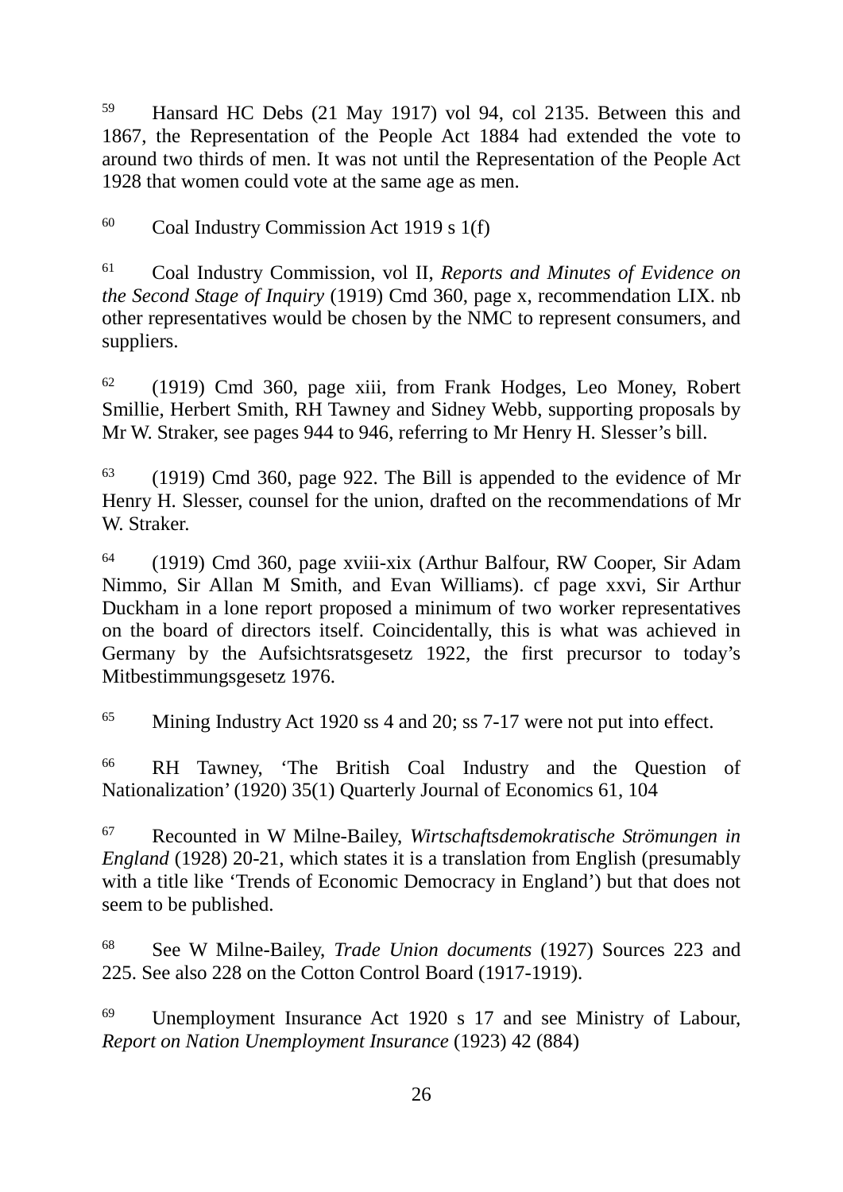[59] Hansard HC Debs (21 May 1917) vol 94, col 2135. Between this and 1867, the Representation of the People Act 1884 had extended the vote to around two thirds of men. It was not until the Representation of the People Act 1928 that women could vote at the same age as men.

[60] Coal Industry Commission Act 1919 s 1(f)

[61] Coal Industry Commission, vol II, *Reports and Minutes of Evidence on the Second Stage of Inquiry* (1919) Cmd 360, page x, recommendation LIX. nb other representatives would be chosen by the NMC to represent consumers, and suppliers.

[62] (1919) Cmd 360, page xiii, from Frank Hodges, Leo Money, Robert Smillie, Herbert Smith, RH Tawney and Sidney Webb, supporting proposals by Mr W. Straker, see pages 944 to 946, referring to Mr Henry H. Slesser's bill.

[63] (1919) Cmd 360, page 922. The Bill is appended to the evidence of Mr Henry H. Slesser, counsel for the union, drafted on the recommendations of Mr W. Straker.

[64] (1919) Cmd 360, page xviii-xix (Arthur Balfour, RW Cooper, Sir Adam Nimmo, Sir Allan M Smith, and Evan Williams). cf page xxvi, Sir Arthur Duckham in a lone report proposed a minimum of two worker representatives on the board of directors itself. Coincidentally, this is what was achieved in Germany by the Aufsichtsratsgesetz 1922, the first precursor to today's Mitbestimmungsgesetz 1976.

[65] Mining Industry Act 1920 ss 4 and 20; ss 7-17 were not put into effect.

[66] RH Tawney, 'The British Coal Industry and the Question of Nationalization' (1920) 35(1) Quarterly Journal of Economics 61, 104

[67] Recounted in W Milne-Bailey, *Wirtschaftsdemokratische Strömungen in England* (1928) 20-21, which states it is a translation from English (presumably with a title like 'Trends of Economic Democracy in England') but that does not seem to be published.

[68] See W Milne-Bailey, *Trade Union documents* (1927) Sources 223 and 225. See also 228 on the Cotton Control Board (1917-1919).

[69] Unemployment Insurance Act 1920 s 17 and see Ministry of Labour, *Report on Nation Unemployment Insurance* (1923) 42 (884)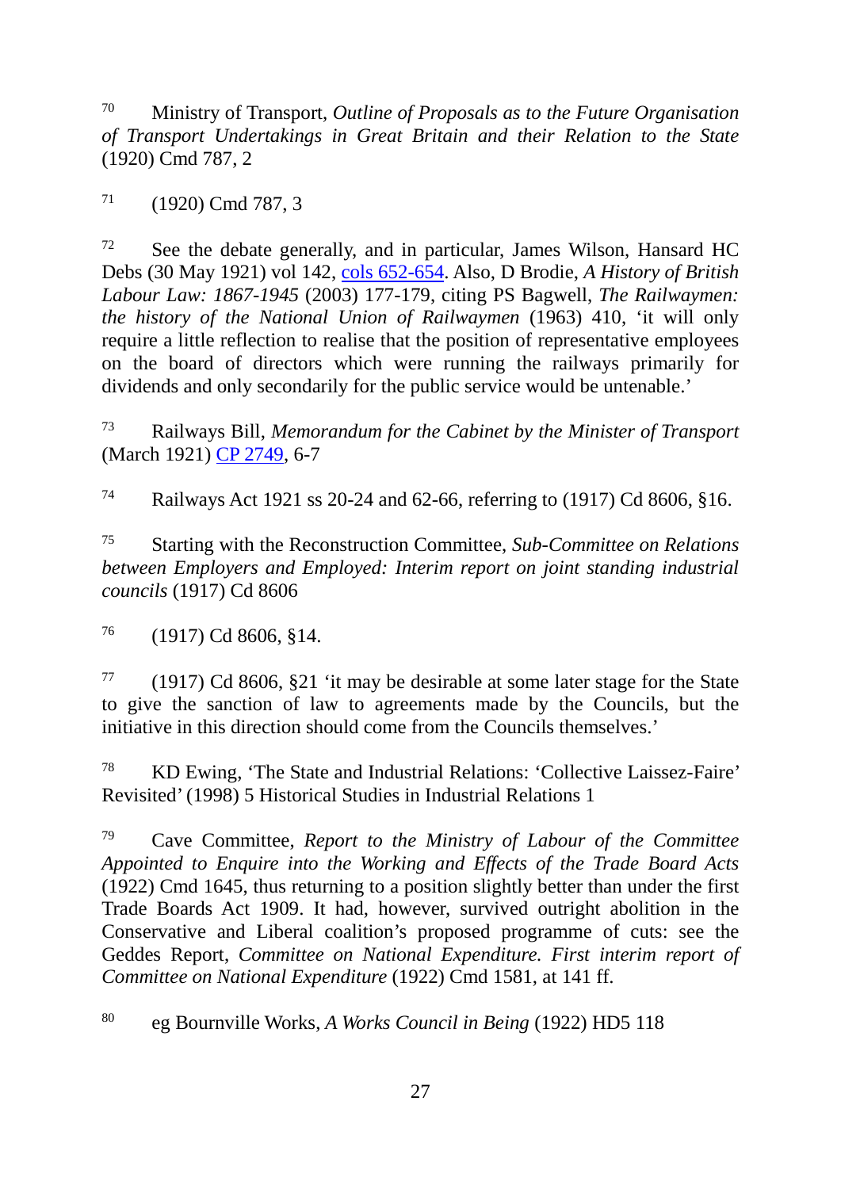[70] Ministry of Transport, *Outline of Proposals as to the Future Organisation of Transport Undertakings in Great Britain and their Relation to the State* (1920) Cmd 787, 2

[71] (1920) Cmd 787, 3

[72] See the debate generally, and in particular, James Wilson, Hansard HC Debs (30 May 1921) vol 142, cols 652-654. Also, D Brodie, *A History of British Labour Law: 1867-1945* (2003) 177-179, citing PS Bagwell, *The Railwaymen: the history of the National Union of Railwaymen* (1963) 410, 'it will only require a little reflection to realise that the position of representative employees on the board of directors which were running the railways primarily for dividends and only secondarily for the public service would be untenable.'

[73] Railways Bill, *Memorandum for the Cabinet by the Minister of Transport* (March 1921) CP 2749, 6-7

[74] Railways Act 1921 ss 20-24 and 62-66, referring to (1917) Cd 8606, §16.

[75] Starting with the Reconstruction Committee, *Sub-Committee on Relations between Employers and Employed: Interim report on joint standing industrial councils* (1917) Cd 8606

[76] (1917) Cd 8606, §14.

[77] (1917) Cd 8606, §21 'it may be desirable at some later stage for the State to give the sanction of law to agreements made by the Councils, but the initiative in this direction should come from the Councils themselves.'

[78] KD Ewing, 'The State and Industrial Relations: 'Collective Laissez-Faire' Revisited' (1998) 5 Historical Studies in Industrial Relations 1

[79] Cave Committee, *Report to the Ministry of Labour of the Committee Appointed to Enquire into the Working and Effects of the Trade Board Acts* (1922) Cmd 1645, thus returning to a position slightly better than under the first Trade Boards Act 1909. It had, however, survived outright abolition in the Conservative and Liberal coalition's proposed programme of cuts: see the Geddes Report, *Committee on National Expenditure. First interim report of Committee on National Expenditure* (1922) Cmd 1581, at 141 ff.

[80] eg Bournville Works, *A Works Council in Being* (1922) HD5 118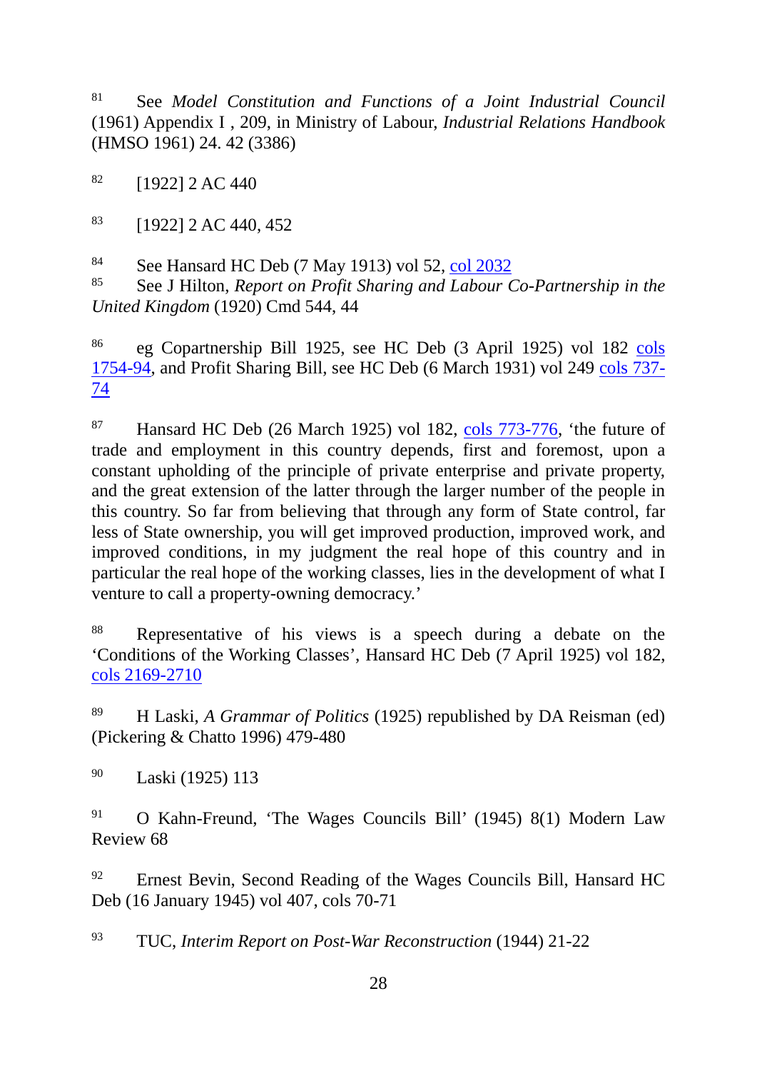[81] See *Model Constitution and Functions of a Joint Industrial Council* (1961) Appendix I , 209, in Ministry of Labour, *Industrial Relations Handbook* (HMSO 1961) 24. 42 (3386)

[82] [1922] 2 AC 440

[83] [1922] 2 AC 440, 452

[84] See Hansard HC Deb (7 May 1913) vol 52, col 2032

[85] See J Hilton, *Report on Profit Sharing and Labour Co-Partnership in the United Kingdom* (1920) Cmd 544, 44

[86] eg Copartnership Bill 1925, see HC Deb (3 April 1925) vol 182 cols 1754-94, and Profit Sharing Bill, see HC Deb (6 March 1931) vol 249 cols 737-74

[87] Hansard HC Deb (26 March 1925) vol 182, cols 773-776, 'the future of trade and employment in this country depends, first and foremost, upon a constant upholding of the principle of private enterprise and private property, and the great extension of the latter through the larger number of the people in this country. So far from believing that through any form of State control, far less of State ownership, you will get improved production, improved work, and improved conditions, in my judgment the real hope of this country and in particular the real hope of the working classes, lies in the development of what I venture to call a property-owning democracy.'

[88] Representative of his views is a speech during a debate on the 'Conditions of the Working Classes', Hansard HC Deb (7 April 1925) vol 182, cols 2169-2710

[89] H Laski, *A Grammar of Politics* (1925) republished by DA Reisman (ed) (Pickering & Chatto 1996) 479-480

[90] Laski (1925) 113

[91] O Kahn-Freund, 'The Wages Councils Bill' (1945) 8(1) Modern Law Review 68

[92] Ernest Bevin, Second Reading of the Wages Councils Bill, Hansard HC Deb (16 January 1945) vol 407, cols 70-71

[93] TUC, *Interim Report on Post-War Reconstruction* (1944) 21-22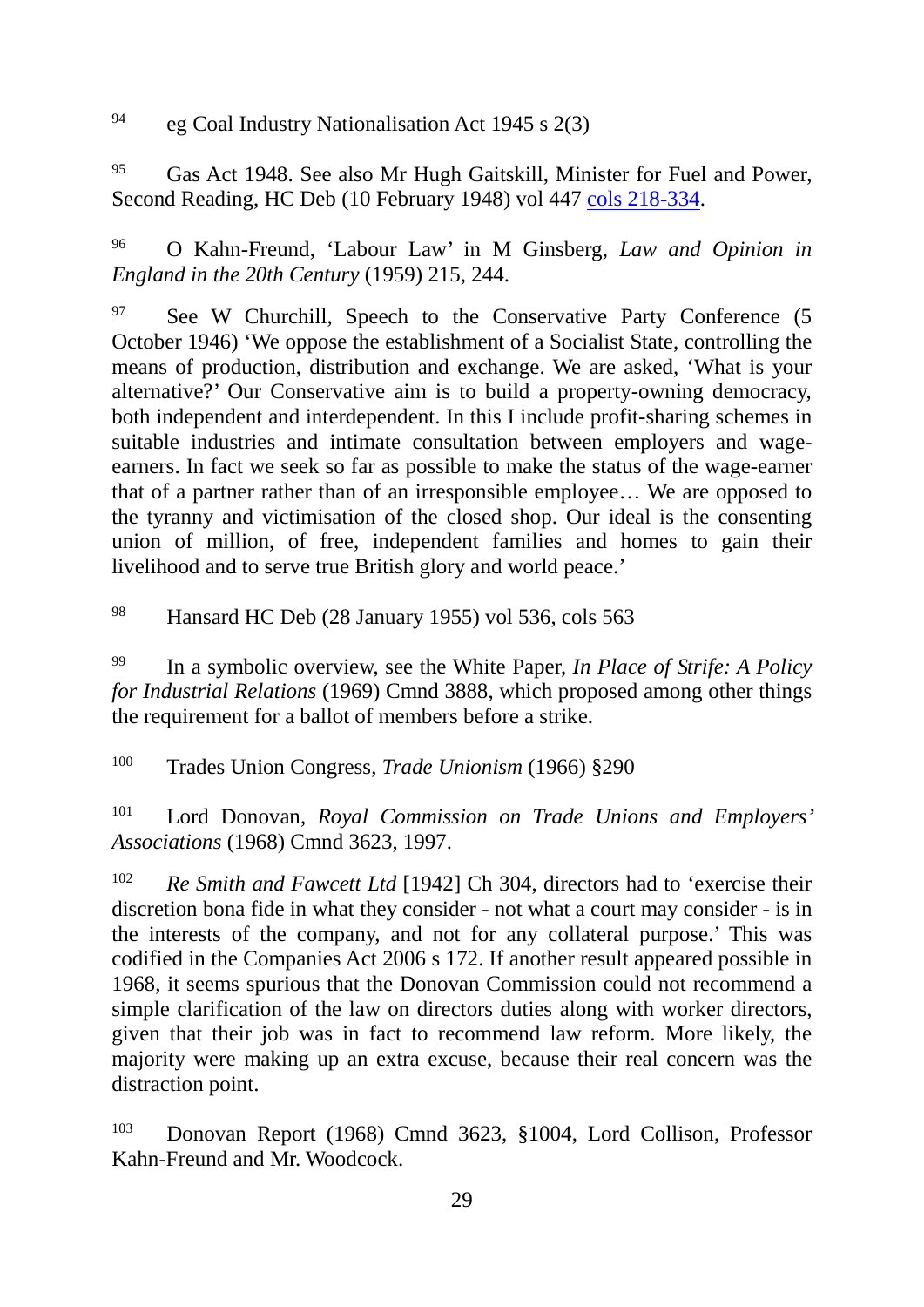[94] eg Coal Industry Nationalisation Act 1945 s 2(3)

[95] Gas Act 1948. See also Mr Hugh Gaitskill, Minister for Fuel and Power, Second Reading, HC Deb (10 February 1948) vol 447 [cols 218-334](cols 218-334).

[96] O Kahn-Freund, 'Labour Law' in M Ginsberg, *Law and Opinion in England in the 20th Century* (1959) 215, 244.

[97] See W Churchill, Speech to the Conservative Party Conference (5 October 1946) 'We oppose the establishment of a Socialist State, controlling the means of production, distribution and exchange. We are asked, 'What is your alternative?' Our Conservative aim is to build a property-owning democracy, both independent and interdependent. In this I include profit-sharing schemes in suitable industries and intimate consultation between employers and wage-earners. In fact we seek so far as possible to make the status of the wage-earner that of a partner rather than of an irresponsible employee… We are opposed to the tyranny and victimisation of the closed shop. Our ideal is the consenting union of million, of free, independent families and homes to gain their livelihood and to serve true British glory and world peace.'

[98] Hansard HC Deb (28 January 1955) vol 536, cols 563

[99] In a symbolic overview, see the White Paper, *In Place of Strife: A Policy for Industrial Relations* (1969) Cmnd 3888, which proposed among other things the requirement for a ballot of members before a strike.

[100] Trades Union Congress, *Trade Unionism* (1966) §290

[101] Lord Donovan, *Royal Commission on Trade Unions and Employers' Associations* (1968) Cmnd 3623, 1997.

[102] *Re Smith and Fawcett Ltd* [1942] Ch 304, directors had to 'exercise their discretion bona fide in what they consider - not what a court may consider - is in the interests of the company, and not for any collateral purpose.' This was codified in the Companies Act 2006 s 172. If another result appeared possible in 1968, it seems spurious that the Donovan Commission could not recommend a simple clarification of the law on directors duties along with worker directors, given that their job was in fact to recommend law reform. More likely, the majority were making up an extra excuse, because their real concern was the distraction point.

[103] Donovan Report (1968) Cmnd 3623, §1004, Lord Collison, Professor Kahn-Freund and Mr. Woodcock.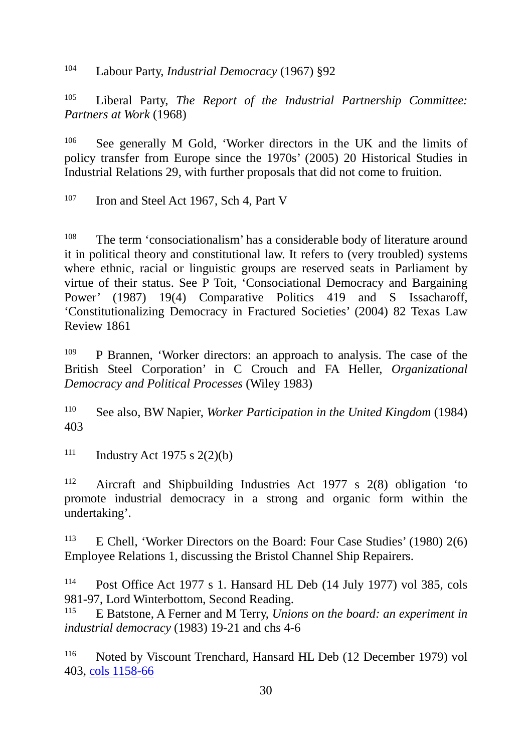[104] Labour Party, *Industrial Democracy* (1967) §92

[105] Liberal Party, *The Report of the Industrial Partnership Committee: Partners at Work* (1968)

[106] See generally M Gold, 'Worker directors in the UK and the limits of policy transfer from Europe since the 1970s' (2005) 20 Historical Studies in Industrial Relations 29, with further proposals that did not come to fruition.

[107] Iron and Steel Act 1967, Sch 4, Part V

[108] The term 'consociationalism' has a considerable body of literature around it in political theory and constitutional law. It refers to (very troubled) systems where ethnic, racial or linguistic groups are reserved seats in Parliament by virtue of their status. See P Toit, 'Consociational Democracy and Bargaining Power' (1987) 19(4) Comparative Politics 419 and S Issacharoff, 'Constitutionalizing Democracy in Fractured Societies' (2004) 82 Texas Law Review 1861

[109] P Brannen, 'Worker directors: an approach to analysis. The case of the British Steel Corporation' in C Crouch and FA Heller, *Organizational Democracy and Political Processes* (Wiley 1983)

[110] See also, BW Napier, *Worker Participation in the United Kingdom* (1984) 403

[111] Industry Act 1975 s 2(2)(b)

[112] Aircraft and Shipbuilding Industries Act 1977 s 2(8) obligation 'to promote industrial democracy in a strong and organic form within the undertaking'.

[113] E Chell, 'Worker Directors on the Board: Four Case Studies' (1980) 2(6) Employee Relations 1, discussing the Bristol Channel Ship Repairers.

[114] Post Office Act 1977 s 1. Hansard HL Deb (14 July 1977) vol 385, cols 981-97, Lord Winterbottom, Second Reading.

[115] E Batstone, A Ferner and M Terry, *Unions on the board: an experiment in industrial democracy* (1983) 19-21 and chs 4-6

[116] Noted by Viscount Trenchard, Hansard HL Deb (12 December 1979) vol 403, cols 1158-66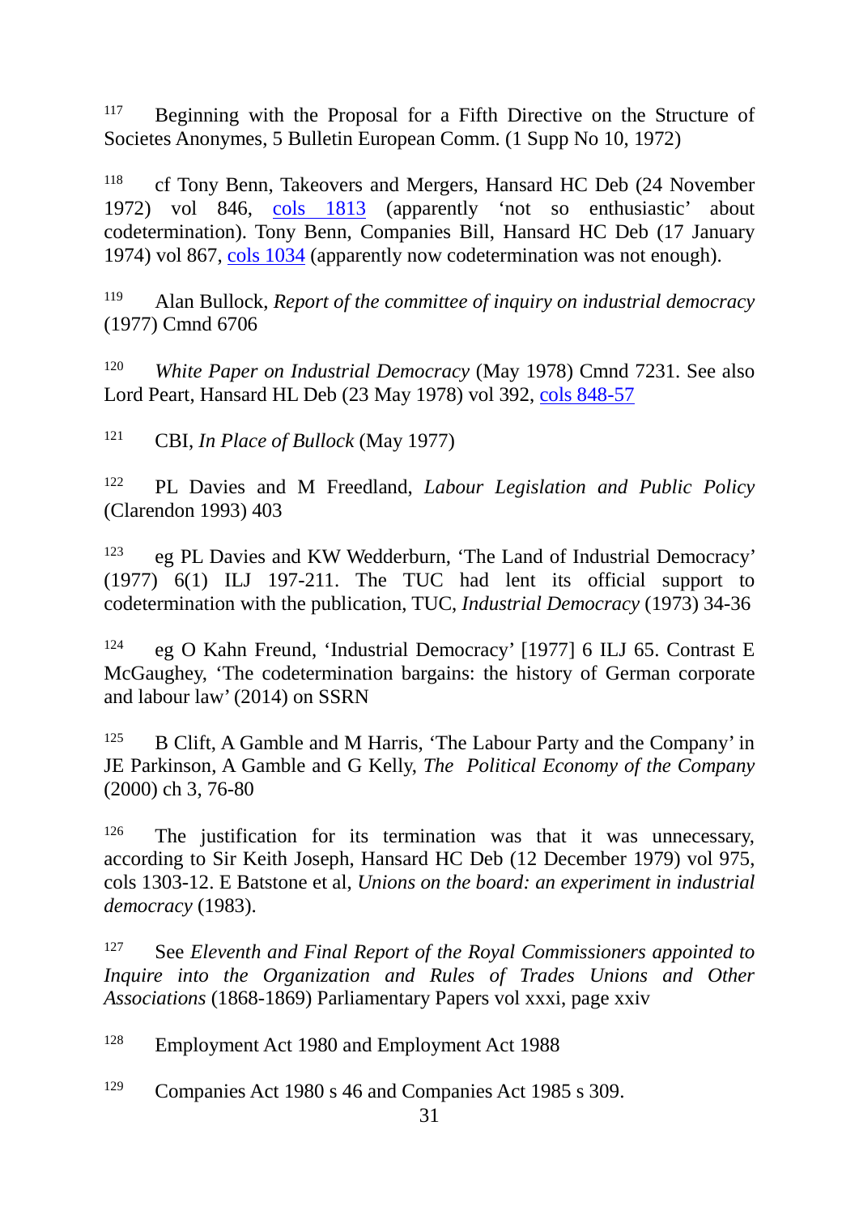[117] Beginning with the Proposal for a Fifth Directive on the Structure of Societes Anonymes, 5 Bulletin European Comm. (1 Supp No 10, 1972)

[118] cf Tony Benn, Takeovers and Mergers, Hansard HC Deb (24 November 1972) vol 846, cols 1813 (apparently 'not so enthusiastic' about codetermination). Tony Benn, Companies Bill, Hansard HC Deb (17 January 1974) vol 867, cols 1034 (apparently now codetermination was not enough).

[119] Alan Bullock, *Report of the committee of inquiry on industrial democracy* (1977) Cmnd 6706

[120] *White Paper on Industrial Democracy* (May 1978) Cmnd 7231. See also Lord Peart, Hansard HL Deb (23 May 1978) vol 392, cols 848-57

[121] CBI, *In Place of Bullock* (May 1977)

[122] PL Davies and M Freedland, *Labour Legislation and Public Policy* (Clarendon 1993) 403

[123] eg PL Davies and KW Wedderburn, 'The Land of Industrial Democracy' (1977) 6(1) ILJ 197-211. The TUC had lent its official support to codetermination with the publication, TUC, *Industrial Democracy* (1973) 34-36

[124] eg O Kahn Freund, 'Industrial Democracy' [1977] 6 ILJ 65. Contrast E McGaughey, 'The codetermination bargains: the history of German corporate and labour law' (2014) on SSRN

[125] B Clift, A Gamble and M Harris, 'The Labour Party and the Company' in JE Parkinson, A Gamble and G Kelly, *The Political Economy of the Company* (2000) ch 3, 76-80

[126] The justification for its termination was that it was unnecessary, according to Sir Keith Joseph, Hansard HC Deb (12 December 1979) vol 975, cols 1303-12. E Batstone et al, *Unions on the board: an experiment in industrial democracy* (1983).

[127] See *Eleventh and Final Report of the Royal Commissioners appointed to Inquire into the Organization and Rules of Trades Unions and Other Associations* (1868-1869) Parliamentary Papers vol xxxi, page xxiv

[128] Employment Act 1980 and Employment Act 1988

[129] Companies Act 1980 s 46 and Companies Act 1985 s 309.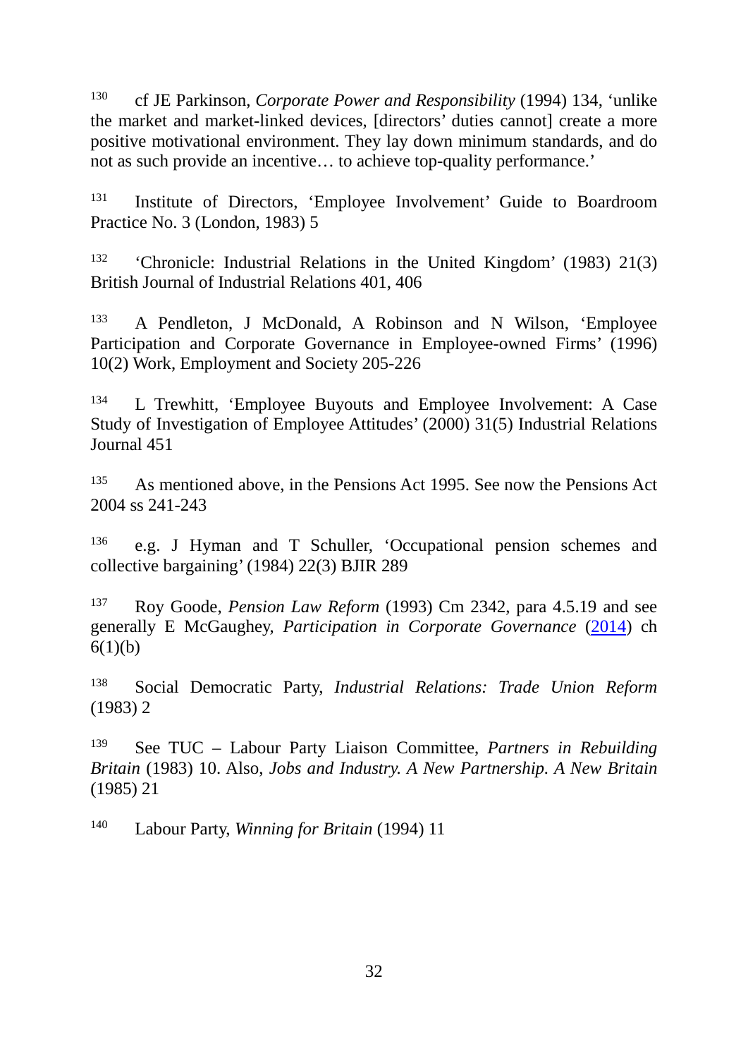[130] cf JE Parkinson, *Corporate Power and Responsibility* (1994) 134, 'unlike the market and market-linked devices, [directors' duties cannot] create a more positive motivational environment. They lay down minimum standards, and do not as such provide an incentive… to achieve top-quality performance.'

[131] Institute of Directors, 'Employee Involvement' Guide to Boardroom Practice No. 3 (London, 1983) 5

[132] 'Chronicle: Industrial Relations in the United Kingdom' (1983) 21(3) British Journal of Industrial Relations 401, 406

[133] A Pendleton, J McDonald, A Robinson and N Wilson, 'Employee Participation and Corporate Governance in Employee-owned Firms' (1996) 10(2) Work, Employment and Society 205-226

[134] L Trewhitt, 'Employee Buyouts and Employee Involvement: A Case Study of Investigation of Employee Attitudes' (2000) 31(5) Industrial Relations Journal 451

[135] As mentioned above, in the Pensions Act 1995. See now the Pensions Act 2004 ss 241-243

[136] e.g. J Hyman and T Schuller, 'Occupational pension schemes and collective bargaining' (1984) 22(3) BJIR 289

[137] Roy Goode, *Pension Law Reform* (1993) Cm 2342, para 4.5.19 and see generally E McGaughey, *Participation in Corporate Governance* (2014) ch 6(1)(b)

[138] Social Democratic Party, *Industrial Relations: Trade Union Reform* (1983) 2

[139] See TUC – Labour Party Liaison Committee, *Partners in Rebuilding Britain* (1983) 10. Also, *Jobs and Industry. A New Partnership. A New Britain* (1985) 21

[140] Labour Party, *Winning for Britain* (1994) 11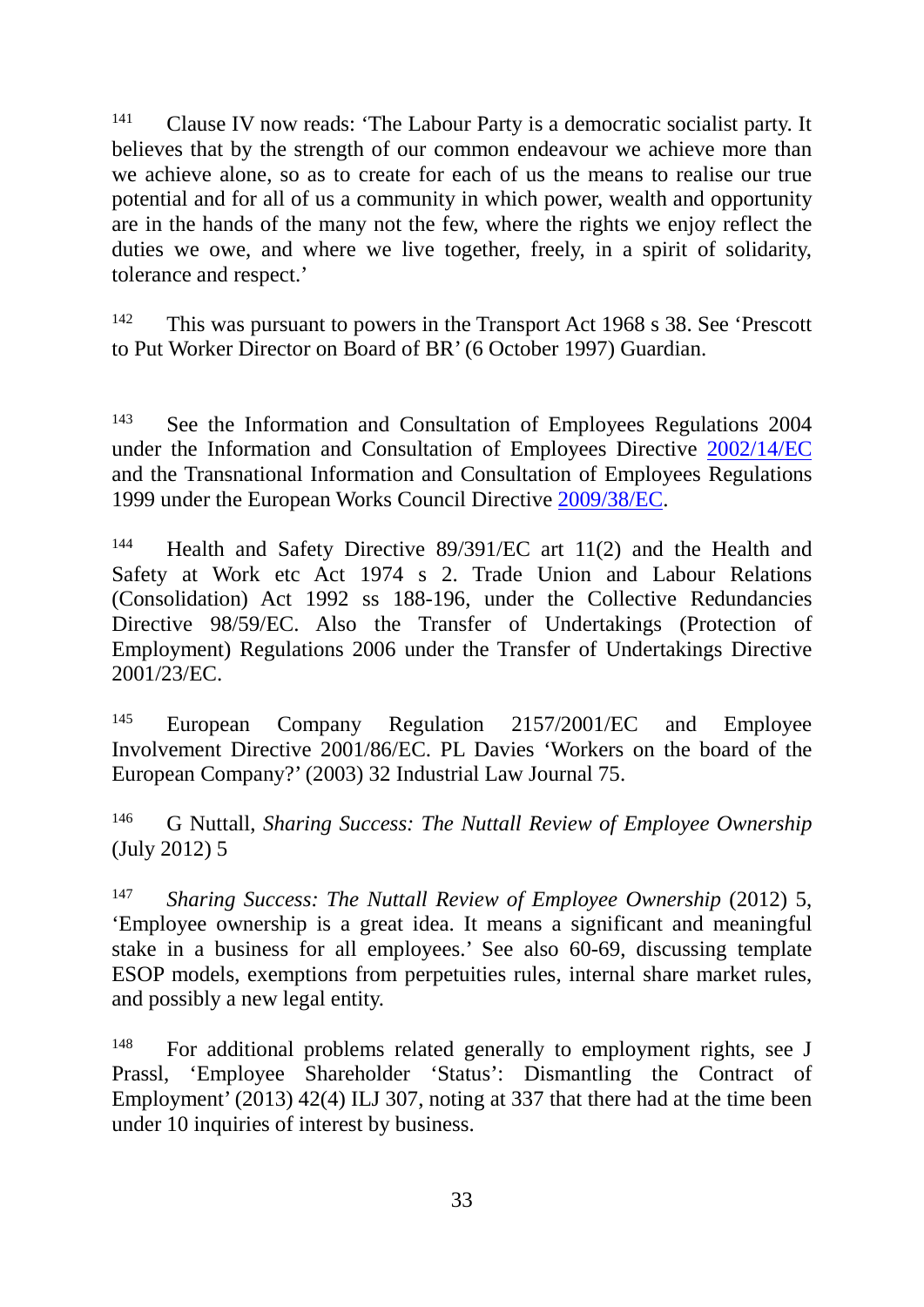[141] Clause IV now reads: 'The Labour Party is a democratic socialist party. It believes that by the strength of our common endeavour we achieve more than we achieve alone, so as to create for each of us the means to realise our true potential and for all of us a community in which power, wealth and opportunity are in the hands of the many not the few, where the rights we enjoy reflect the duties we owe, and where we live together, freely, in a spirit of solidarity, tolerance and respect.'

[142] This was pursuant to powers in the Transport Act 1968 s 38. See 'Prescott to Put Worker Director on Board of BR' (6 October 1997) Guardian.

[143] See the Information and Consultation of Employees Regulations 2004 under the Information and Consultation of Employees Directive 2002/14/EC and the Transnational Information and Consultation of Employees Regulations 1999 under the European Works Council Directive 2009/38/EC.

[144] Health and Safety Directive 89/391/EC art 11(2) and the Health and Safety at Work etc Act 1974 s 2. Trade Union and Labour Relations (Consolidation) Act 1992 ss 188-196, under the Collective Redundancies Directive 98/59/EC. Also the Transfer of Undertakings (Protection of Employment) Regulations 2006 under the Transfer of Undertakings Directive 2001/23/EC.

[145] European Company Regulation 2157/2001/EC and Employee Involvement Directive 2001/86/EC. PL Davies 'Workers on the board of the European Company?' (2003) 32 Industrial Law Journal 75.

[146] G Nuttall, *Sharing Success: The Nuttall Review of Employee Ownership* (July 2012) 5

[147] *Sharing Success: The Nuttall Review of Employee Ownership* (2012) 5, 'Employee ownership is a great idea. It means a significant and meaningful stake in a business for all employees.' See also 60-69, discussing template ESOP models, exemptions from perpetuities rules, internal share market rules, and possibly a new legal entity.

[148] For additional problems related generally to employment rights, see J Prassl, 'Employee Shareholder 'Status': Dismantling the Contract of Employment' (2013) 42(4) ILJ 307, noting at 337 that there had at the time been under 10 inquiries of interest by business.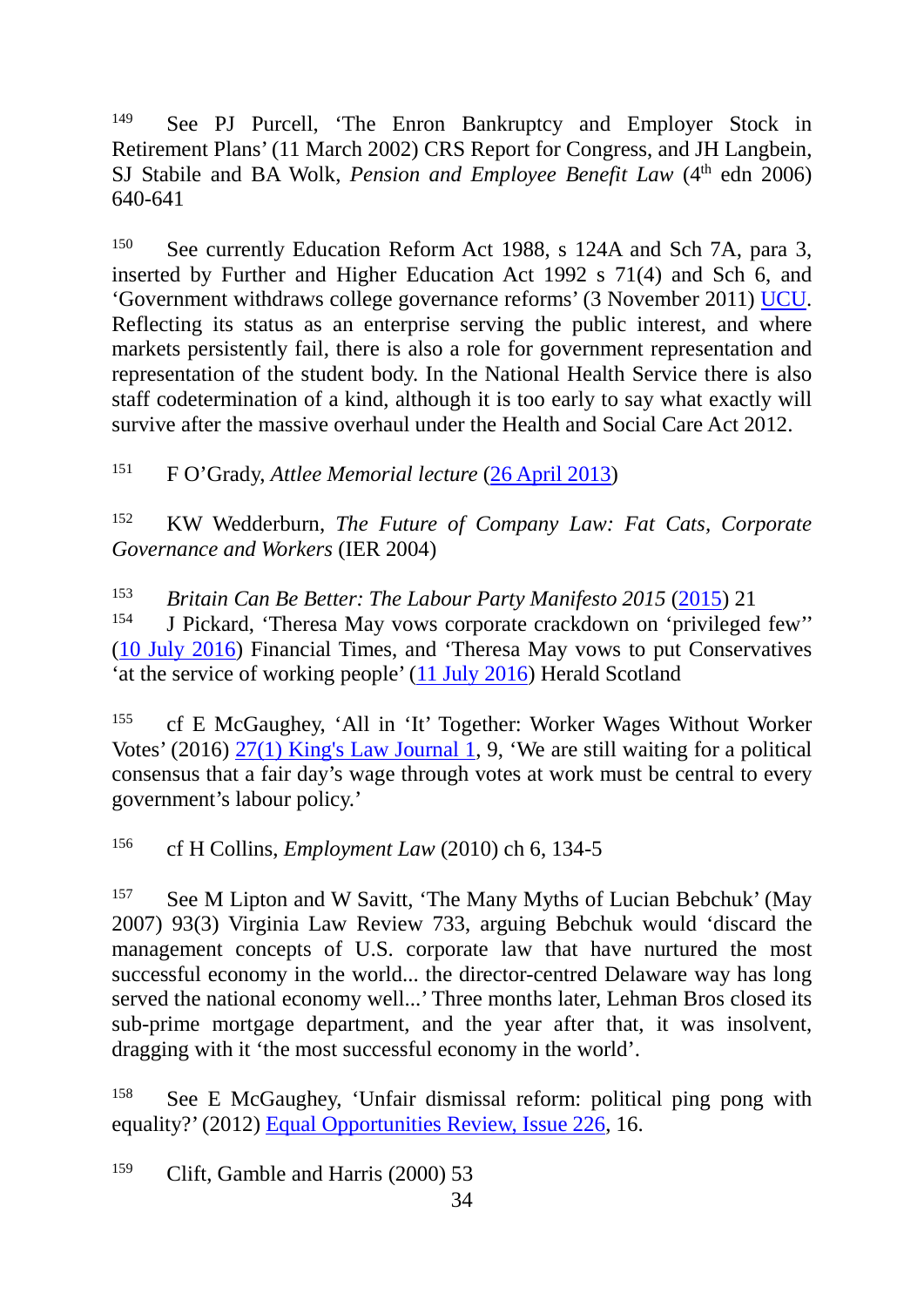[149] See PJ Purcell, 'The Enron Bankruptcy and Employer Stock in Retirement Plans' (11 March 2002) CRS Report for Congress, and JH Langbein, SJ Stabile and BA Wolk, *Pension and Employee Benefit Law* (4th edn 2006) 640-641

[150] See currently Education Reform Act 1988, s 124A and Sch 7A, para 3, inserted by Further and Higher Education Act 1992 s 71(4) and Sch 6, and 'Government withdraws college governance reforms' (3 November 2011) UCU. Reflecting its status as an enterprise serving the public interest, and where markets persistently fail, there is also a role for government representation and representation of the student body. In the National Health Service there is also staff codetermination of a kind, although it is too early to say what exactly will survive after the massive overhaul under the Health and Social Care Act 2012.

[151] F O'Grady, *Attlee Memorial lecture* (26 April 2013)

[152] KW Wedderburn, *The Future of Company Law: Fat Cats, Corporate Governance and Workers* (IER 2004)

[153] *Britain Can Be Better: The Labour Party Manifesto 2015* (2015) 21

[154] J Pickard, 'Theresa May vows corporate crackdown on 'privileged few'' (10 July 2016) Financial Times, and 'Theresa May vows to put Conservatives 'at the service of working people' (11 July 2016) Herald Scotland

[155] cf E McGaughey, 'All in 'It' Together: Worker Wages Without Worker Votes' (2016) 27(1) King's Law Journal 1, 9, 'We are still waiting for a political consensus that a fair day's wage through votes at work must be central to every government's labour policy.'

[156] cf H Collins, *Employment Law* (2010) ch 6, 134-5

[157] See M Lipton and W Savitt, 'The Many Myths of Lucian Bebchuk' (May 2007) 93(3) Virginia Law Review 733, arguing Bebchuk would 'discard the management concepts of U.S. corporate law that have nurtured the most successful economy in the world... the director-centred Delaware way has long served the national economy well...' Three months later, Lehman Bros closed its sub-prime mortgage department, and the year after that, it was insolvent, dragging with it 'the most successful economy in the world'.

[158] See E McGaughey, 'Unfair dismissal reform: political ping pong with equality?' (2012) Equal Opportunities Review, Issue 226, 16.

[159] Clift, Gamble and Harris (2000) 53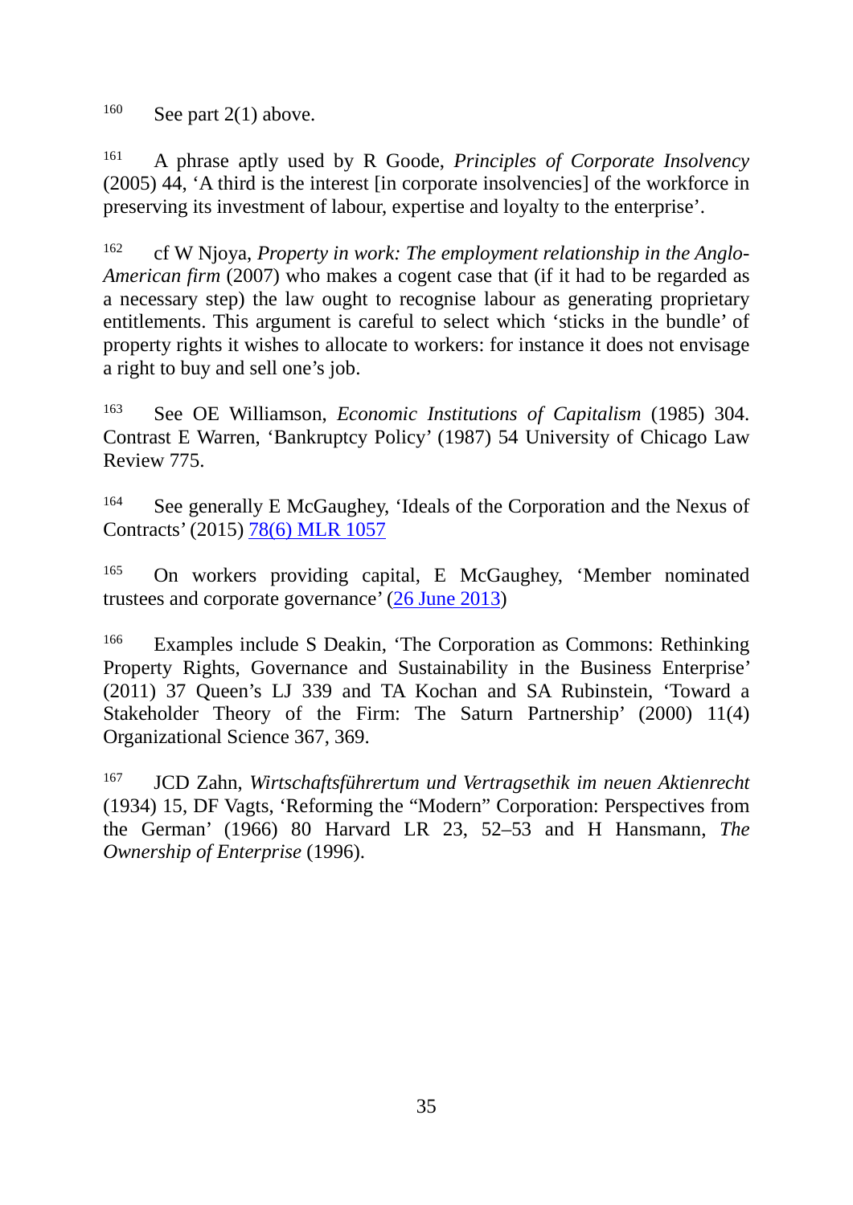[160] See part 2(1) above.

[161] A phrase aptly used by R Goode, *Principles of Corporate Insolvency* (2005) 44, 'A third is the interest [in corporate insolvencies] of the workforce in preserving its investment of labour, expertise and loyalty to the enterprise'.

[162] cf W Njoya, *Property in work: The employment relationship in the Anglo-American firm* (2007) who makes a cogent case that (if it had to be regarded as a necessary step) the law ought to recognise labour as generating proprietary entitlements. This argument is careful to select which 'sticks in the bundle' of property rights it wishes to allocate to workers: for instance it does not envisage a right to buy and sell one's job.

[163] See OE Williamson, *Economic Institutions of Capitalism* (1985) 304. Contrast E Warren, 'Bankruptcy Policy' (1987) 54 University of Chicago Law Review 775.

[164] See generally E McGaughey, 'Ideals of the Corporation and the Nexus of Contracts' (2015) 78(6) MLR 1057

[165] On workers providing capital, E McGaughey, 'Member nominated trustees and corporate governance' (26 June 2013)

[166] Examples include S Deakin, 'The Corporation as Commons: Rethinking Property Rights, Governance and Sustainability in the Business Enterprise' (2011) 37 Queen's LJ 339 and TA Kochan and SA Rubinstein, 'Toward a Stakeholder Theory of the Firm: The Saturn Partnership' (2000) 11(4) Organizational Science 367, 369.

[167] JCD Zahn, *Wirtschaftsführertum und Vertragsethik im neuen Aktienrecht* (1934) 15, DF Vagts, 'Reforming the "Modern" Corporation: Perspectives from the German' (1966) 80 Harvard LR 23, 52–53 and H Hansmann, *The Ownership of Enterprise* (1996).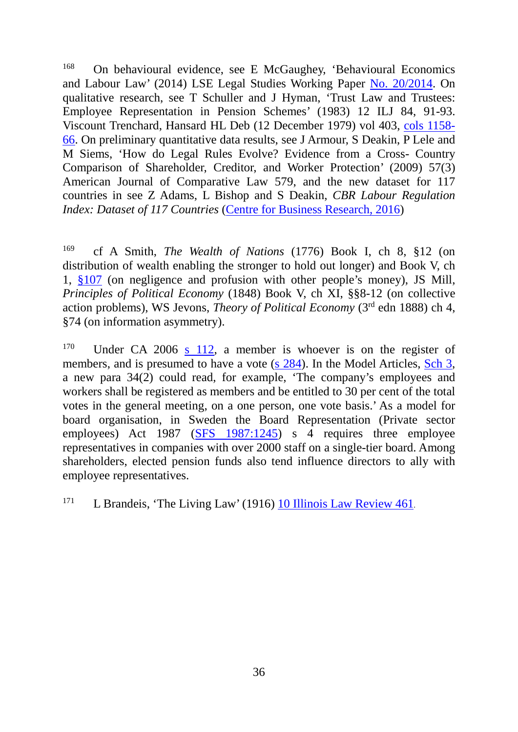[168] On behavioural evidence, see E McGaughey, 'Behavioural Economics and Labour Law' (2014) LSE Legal Studies Working Paper No. 20/2014. On qualitative research, see T Schuller and J Hyman, 'Trust Law and Trustees: Employee Representation in Pension Schemes' (1983) 12 ILJ 84, 91-93. Viscount Trenchard, Hansard HL Deb (12 December 1979) vol 403, cols 1158-66. On preliminary quantitative data results, see J Armour, S Deakin, P Lele and M Siems, 'How do Legal Rules Evolve? Evidence from a Cross- Country Comparison of Shareholder, Creditor, and Worker Protection' (2009) 57(3) American Journal of Comparative Law 579, and the new dataset for 117 countries in see Z Adams, L Bishop and S Deakin, *CBR Labour Regulation Index: Dataset of 117 Countries* (Centre for Business Research, 2016)

[169] cf A Smith, *The Wealth of Nations* (1776) Book I, ch 8, §12 (on distribution of wealth enabling the stronger to hold out longer) and Book V, ch 1, §107 (on negligence and profusion with other people's money), JS Mill, *Principles of Political Economy* (1848) Book V, ch XI, §§8-12 (on collective action problems), WS Jevons, *Theory of Political Economy* (3rd edn 1888) ch 4, §74 (on information asymmetry).

[170] Under CA 2006 s 112, a member is whoever is on the register of members, and is presumed to have a vote (s 284). In the Model Articles, Sch 3, a new para 34(2) could read, for example, 'The company's employees and workers shall be registered as members and be entitled to 30 per cent of the total votes in the general meeting, on a one person, one vote basis.' As a model for board organisation, in Sweden the Board Representation (Private sector employees) Act 1987 (SFS 1987:1245) s 4 requires three employee representatives in companies with over 2000 staff on a single-tier board. Among shareholders, elected pension funds also tend influence directors to ally with employee representatives.

[171] L Brandeis, 'The Living Law' (1916) 10 Illinois Law Review 461.